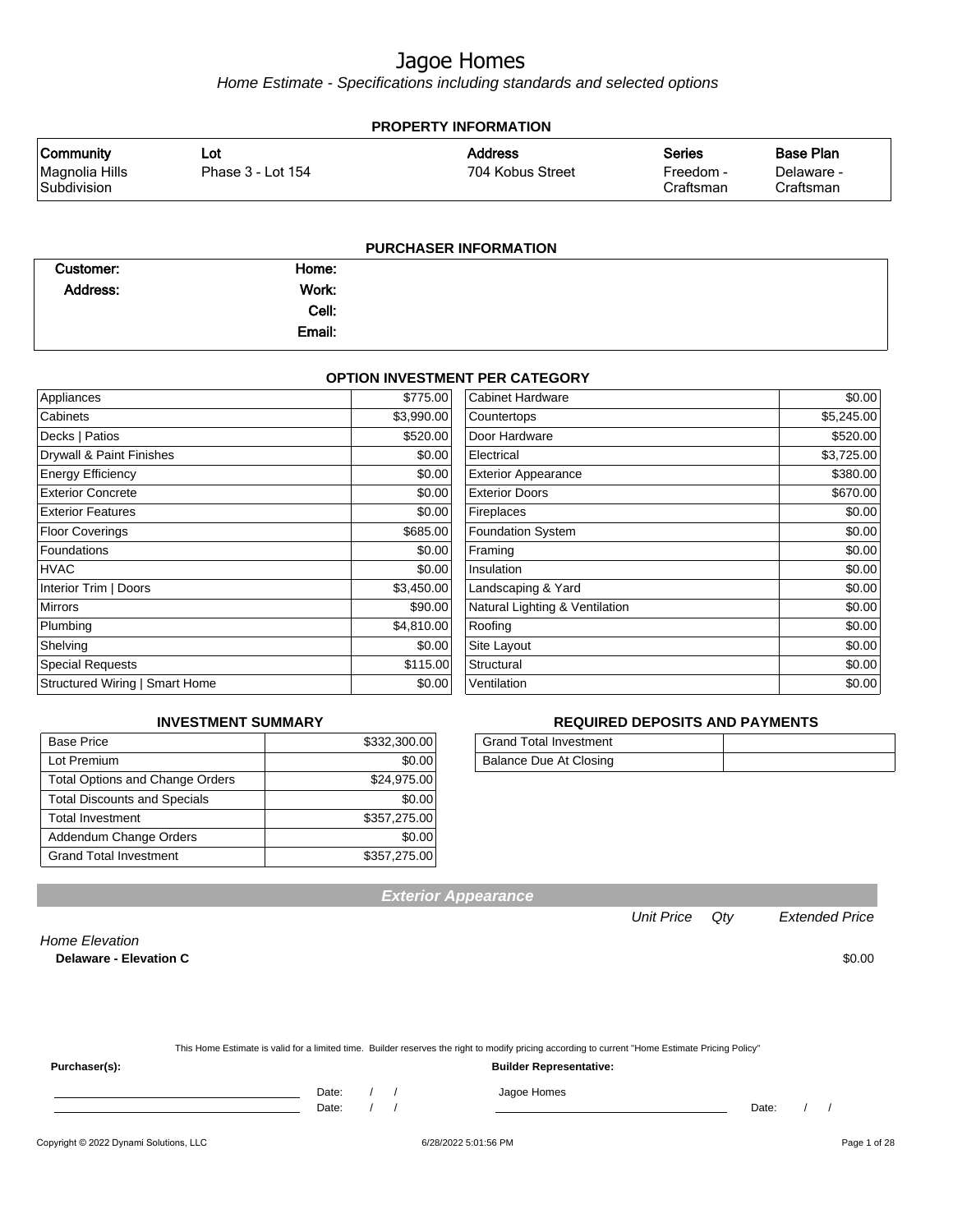# Jagoe Homes

*Home Estimate - Specifications including standards and selected options*

## PROPERTY INFORMATION

| Community | Lot | Address | Series | Base Plan |
|---|---|---|---|---|
| Magnolia Hills Subdivision | Phase 3 - Lot 154 | 704 Kobus Street | Freedom - Craftsman | Delaware - Craftsman |

## PURCHASER INFORMATION

| | | | |
|---|---|---|---|
| **Customer:** | | **Home:** | |
| **Address:** | | **Work:** | |
| | | **Cell:** | |
| | | **Email:** | |

## OPTION INVESTMENT PER CATEGORY

| Category | Amount | Category | Amount |
|---|---|---|---|
| Appliances | $775.00 | Cabinet Hardware | $0.00 |
| Cabinets | $3,990.00 | Countertops | $5,245.00 |
| Decks \| Patios | $520.00 | Door Hardware | $520.00 |
| Drywall & Paint Finishes | $0.00 | Electrical | $3,725.00 |
| Energy Efficiency | $0.00 | Exterior Appearance | $380.00 |
| Exterior Concrete | $0.00 | Exterior Doors | $670.00 |
| Exterior Features | $0.00 | Fireplaces | $0.00 |
| Floor Coverings | $685.00 | Foundation System | $0.00 |
| Foundations | $0.00 | Framing | $0.00 |
| HVAC | $0.00 | Insulation | $0.00 |
| Interior Trim \| Doors | $3,450.00 | Landscaping & Yard | $0.00 |
| Mirrors | $90.00 | Natural Lighting & Ventilation | $0.00 |
| Plumbing | $4,810.00 | Roofing | $0.00 |
| Shelving | $0.00 | Site Layout | $0.00 |
| Special Requests | $115.00 | Structural | $0.00 |
| Structured Wiring \| Smart Home | $0.00 | Ventilation | $0.00 |

## INVESTMENT SUMMARY

| | |
|---|---|
| Base Price | $332,300.00 |
| Lot Premium | $0.00 |
| Total Options and Change Orders | $24,975.00 |
| Total Discounts and Specials | $0.00 |
| Total Investment | $357,275.00 |
| Addendum Change Orders | $0.00 |
| Grand Total Investment | $357,275.00 |

## REQUIRED DEPOSITS AND PAYMENTS

| | |
|---|---|
| Grand Total Investment | |
| Balance Due At Closing | |

## Exterior Appearance

| | Unit Price | Qty | Extended Price |
|---|---|---|---|
| *Home Elevation* | | | |
| **Delaware - Elevation C** | | | $0.00 |

This Home Estimate is valid for a limited time. Builder reserves the right to modify pricing according to current "Home Estimate Pricing Policy"

**Purchaser(s):** **Builder Representative:**

______________________ Date: / /

______________________ Date: / /

Jagoe Homes

______________________ Date: / /

Copyright © 2022 Dynami Solutions, LLC 6/28/2022 5:01:56 PM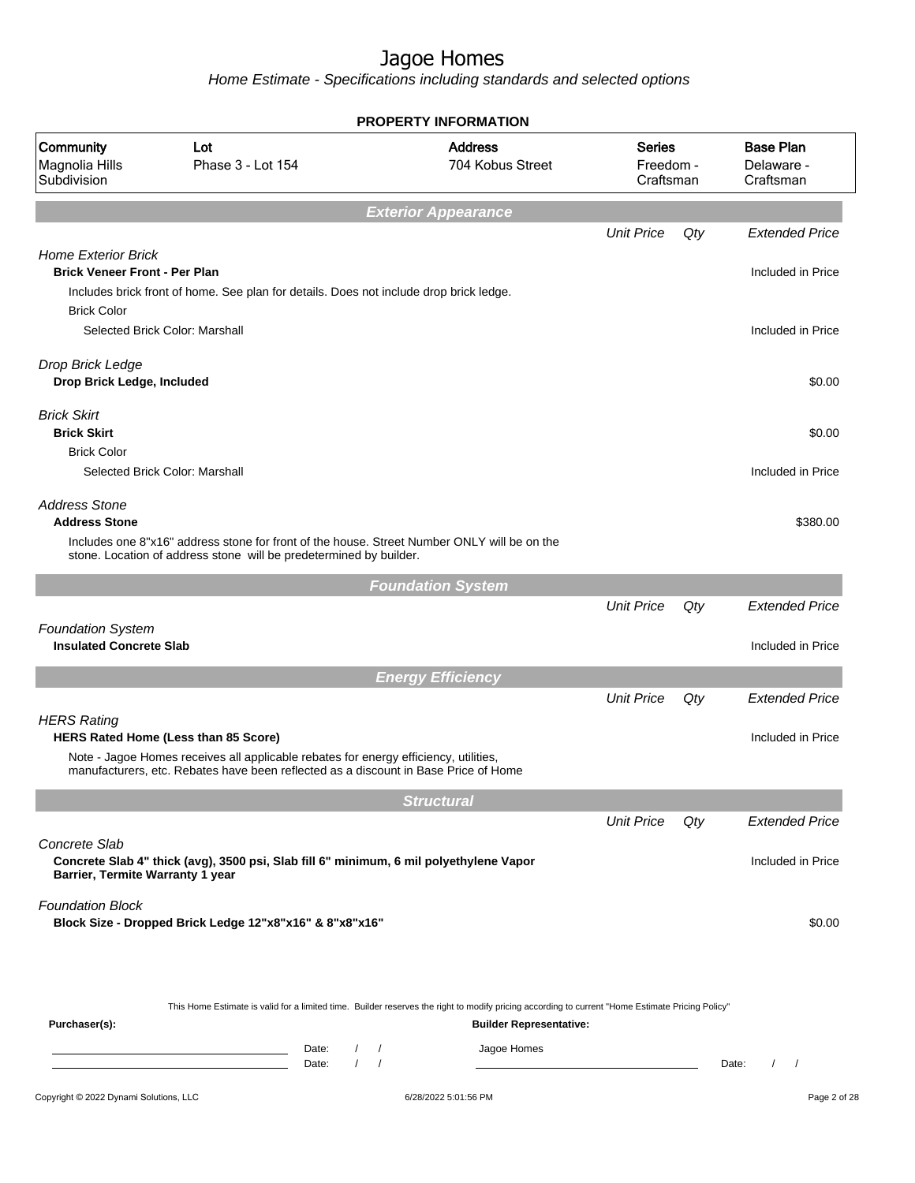# Jagoe Homes

Home Estimate - Specifications including standards and selected options

## PROPERTY INFORMATION

| Community | Lot | Address | Series | Base Plan |
|---|---|---|---|---|
| Magnolia Hills Subdivision | Phase 3 - Lot 154 | 704 Kobus Street | Freedom - Craftsman | Delaware - Craftsman |

## Exterior Appearance

| | Unit Price | Qty | Extended Price |
|---|---|---|---|
| *Home Exterior Brick* | | | |
| **Brick Veneer Front - Per Plan** | | | Included in Price |
| Includes brick front of home. See plan for details. Does not include drop brick ledge. | | | |
| Brick Color | | | |
| Selected Brick Color: Marshall | | | Included in Price |
| *Drop Brick Ledge* | | | |
| **Drop Brick Ledge, Included** | | | $0.00 |
| *Brick Skirt* | | | |
| **Brick Skirt** | | | $0.00 |
| Brick Color | | | |
| Selected Brick Color: Marshall | | | Included in Price |
| *Address Stone* | | | |
| **Address Stone** | | | $380.00 |
| Includes one 8"x16" address stone for front of the house. Street Number ONLY will be on the stone. Location of address stone will be predetermined by builder. | | | |

## Foundation System

| | Unit Price | Qty | Extended Price |
|---|---|---|---|
| *Foundation System* | | | |
| **Insulated Concrete Slab** | | | Included in Price |

## Energy Efficiency

| | Unit Price | Qty | Extended Price |
|---|---|---|---|
| *HERS Rating* | | | |
| **HERS Rated Home (Less than 85 Score)** | | | Included in Price |
| Note - Jagoe Homes receives all applicable rebates for energy efficiency, utilities, manufacturers, etc. Rebates have been reflected as a discount in Base Price of Home | | | |

## Structural

| | Unit Price | Qty | Extended Price |
|---|---|---|---|
| *Concrete Slab* | | | |
| **Concrete Slab 4" thick (avg), 3500 psi, Slab fill 6" minimum, 6 mil polyethylene Vapor Barrier, Termite Warranty 1 year** | | | Included in Price |
| *Foundation Block* | | | |
| **Block Size - Dropped Brick Ledge 12"x8"x16" & 8"x8"x16"** | | | $0.00 |

This Home Estimate is valid for a limited time. Builder reserves the right to modify pricing according to current "Home Estimate Pricing Policy"

**Purchaser(s):**

Date: / /

Date: / /

**Builder Representative:**

Jagoe Homes

Date: / /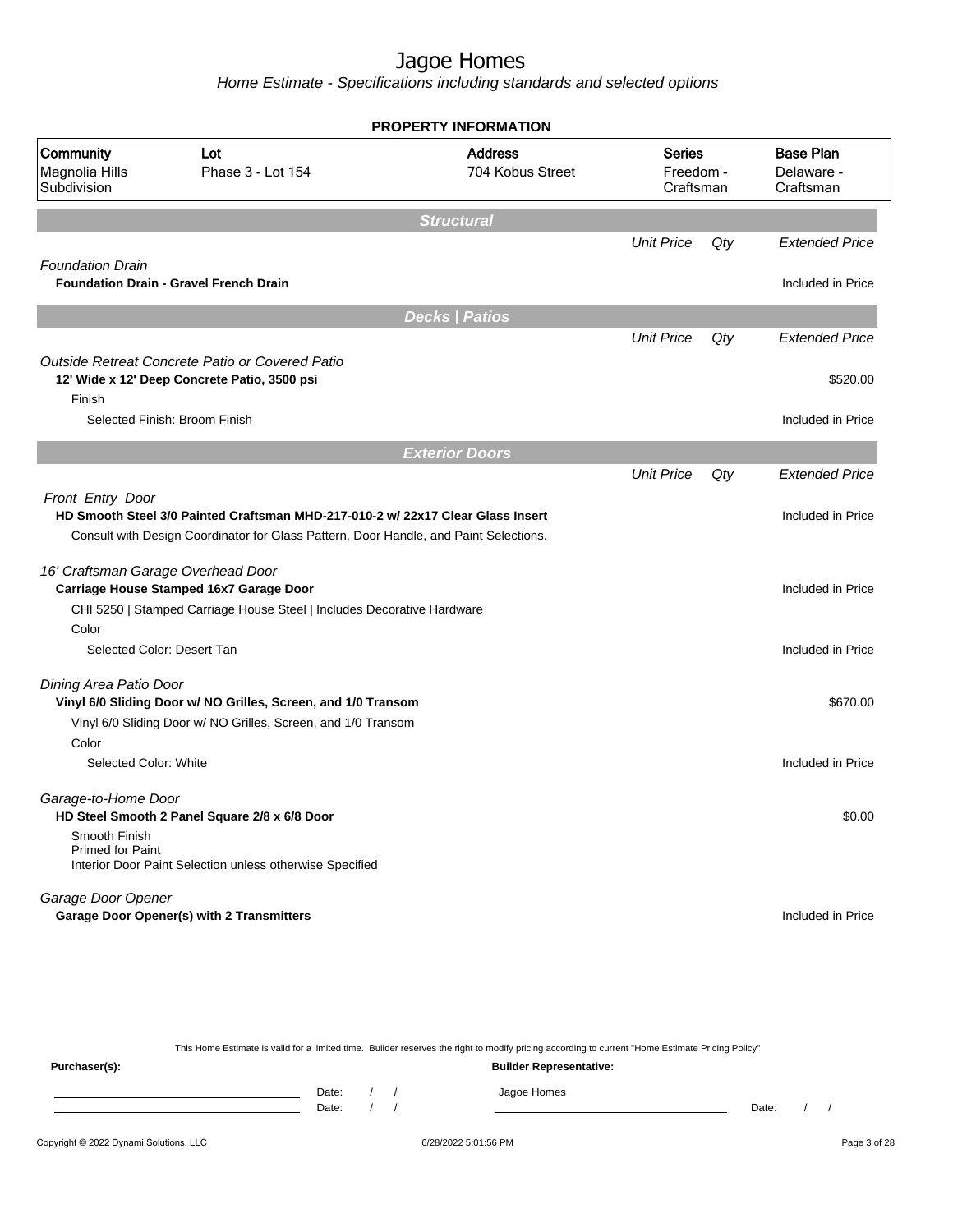# Jagoe Homes

*Home Estimate - Specifications including standards and selected options*

## PROPERTY INFORMATION

| Community | Lot | Address | Series | Base Plan |
|---|---|---|---|---|
| Magnolia Hills Subdivision | Phase 3 - Lot 154 | 704 Kobus Street | Freedom - Craftsman | Delaware - Craftsman |

## Structural

| | Unit Price | Qty | Extended Price |
|---|---|---|---|
| *Foundation Drain* | | | |
| **Foundation Drain - Gravel French Drain** | | | Included in Price |

## Decks | Patios

| | Unit Price | Qty | Extended Price |
|---|---|---|---|
| *Outside Retreat Concrete Patio or Covered Patio* | | | |
| **12' Wide x 12' Deep Concrete Patio, 3500 psi** | | | $520.00 |
| Finish | | | |
| Selected Finish: Broom Finish | | | Included in Price |

## Exterior Doors

| | Unit Price | Qty | Extended Price |
|---|---|---|---|
| *Front Entry Door* | | | |
| **HD Smooth Steel 3/0 Painted Craftsman MHD-217-010-2 w/ 22x17 Clear Glass Insert** | | | Included in Price |
| Consult with Design Coordinator for Glass Pattern, Door Handle, and Paint Selections. | | | |
| *16' Craftsman Garage Overhead Door* | | | |
| **Carriage House Stamped 16x7 Garage Door** | | | Included in Price |
| CHI 5250 \| Stamped Carriage House Steel \| Includes Decorative Hardware | | | |
| Color | | | |
| Selected Color: Desert Tan | | | Included in Price |
| *Dining Area Patio Door* | | | |
| **Vinyl 6/0 Sliding Door w/ NO Grilles, Screen, and 1/0 Transom** | | | $670.00 |
| Vinyl 6/0 Sliding Door w/ NO Grilles, Screen, and 1/0 Transom | | | |
| Color | | | |
| Selected Color: White | | | Included in Price |
| *Garage-to-Home Door* | | | |
| **HD Steel Smooth 2 Panel Square 2/8 x 6/8 Door** | | | $0.00 |
| Smooth Finish<br>Primed for Paint<br>Interior Door Paint Selection unless otherwise Specified | | | |
| *Garage Door Opener* | | | |
| **Garage Door Opener(s) with 2 Transmitters** | | | Included in Price |

This Home Estimate is valid for a limited time. Builder reserves the right to modify pricing according to current "Home Estimate Pricing Policy"

**Purchaser(s):** **Builder Representative:**

Date: / /　　　　Jagoe Homes

Date: / /　　　　Date: / /

Copyright © 2022 Dynami Solutions, LLC　　6/28/2022 5:01:56 PM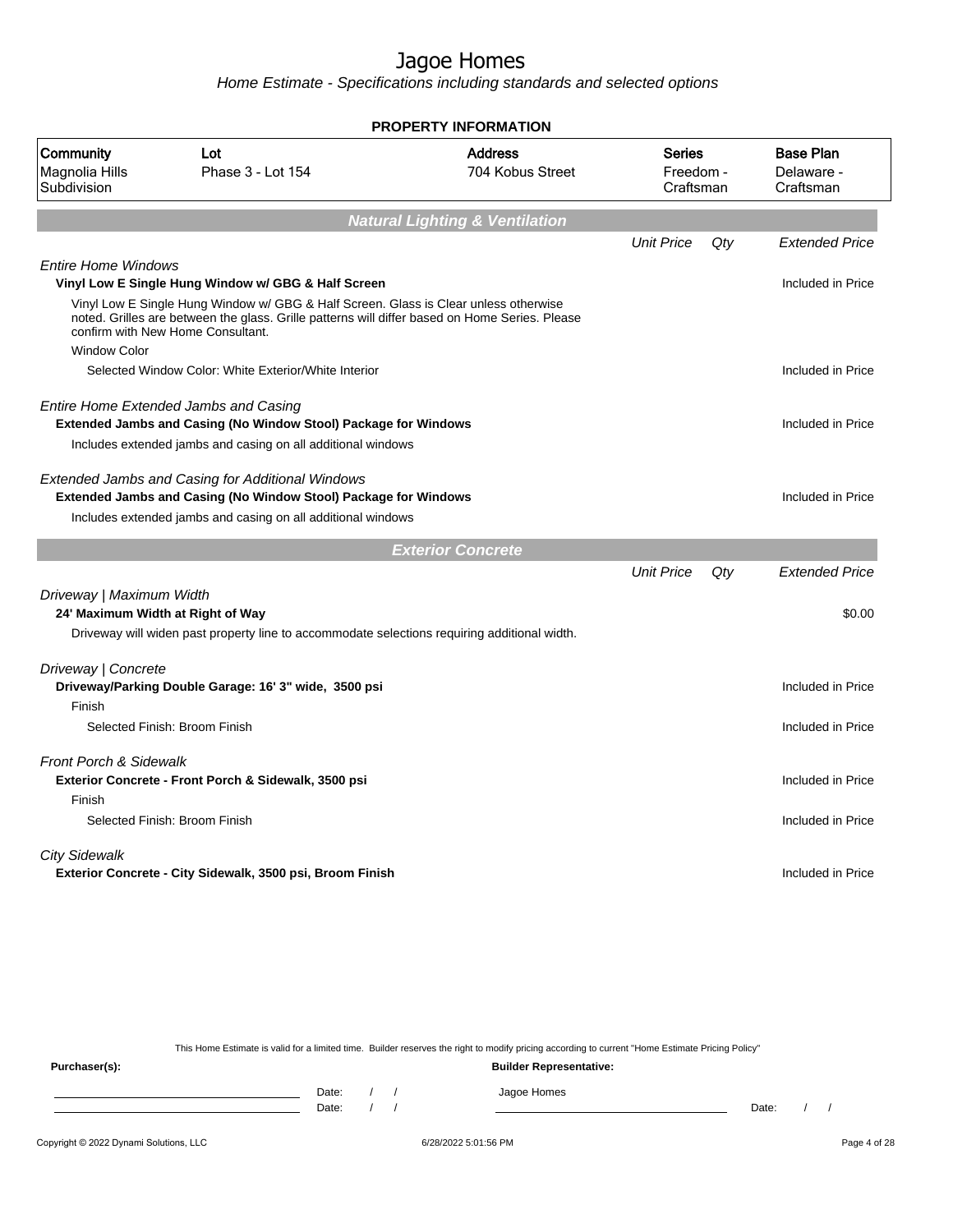# Jagoe Homes

*Home Estimate - Specifications including standards and selected options*

## PROPERTY INFORMATION

| Community | Lot | Address | Series | Base Plan |
|---|---|---|---|---|
| Magnolia Hills Subdivision | Phase 3 - Lot 154 | 704 Kobus Street | Freedom - Craftsman | Delaware - Craftsman |

## *Natural Lighting & Ventilation*

| | Unit Price | Qty | Extended Price |
|---|---|---|---|
| *Entire Home Windows* | | | |
| **Vinyl Low E Single Hung Window w/ GBG & Half Screen** | | | Included in Price |
| Vinyl Low E Single Hung Window w/ GBG & Half Screen. Glass is Clear unless otherwise noted. Grilles are between the glass. Grille patterns will differ based on Home Series. Please confirm with New Home Consultant. | | | |
| Window Color | | | |
| Selected Window Color: White Exterior/White Interior | | | Included in Price |
| *Entire Home Extended Jambs and Casing* | | | |
| **Extended Jambs and Casing (No Window Stool) Package for Windows** | | | Included in Price |
| Includes extended jambs and casing on all additional windows | | | |
| *Extended Jambs and Casing for Additional Windows* | | | |
| **Extended Jambs and Casing (No Window Stool) Package for Windows** | | | Included in Price |
| Includes extended jambs and casing on all additional windows | | | |

## *Exterior Concrete*

| | Unit Price | Qty | Extended Price |
|---|---|---|---|
| *Driveway \| Maximum Width* | | | |
| **24' Maximum Width at Right of Way** | | | $0.00 |
| Driveway will widen past property line to accommodate selections requiring additional width. | | | |
| *Driveway \| Concrete* | | | |
| **Driveway/Parking Double Garage: 16' 3" wide, 3500 psi** | | | Included in Price |
| Finish | | | |
| Selected Finish: Broom Finish | | | Included in Price |
| *Front Porch & Sidewalk* | | | |
| **Exterior Concrete - Front Porch & Sidewalk, 3500 psi** | | | Included in Price |
| Finish | | | |
| Selected Finish: Broom Finish | | | Included in Price |
| *City Sidewalk* | | | |
| **Exterior Concrete - City Sidewalk, 3500 psi, Broom Finish** | | | Included in Price |

This Home Estimate is valid for a limited time. Builder reserves the right to modify pricing according to current "Home Estimate Pricing Policy"

**Purchaser(s):**

Date: / /

Date: / /

**Builder Representative:**

Jagoe Homes

Date: / /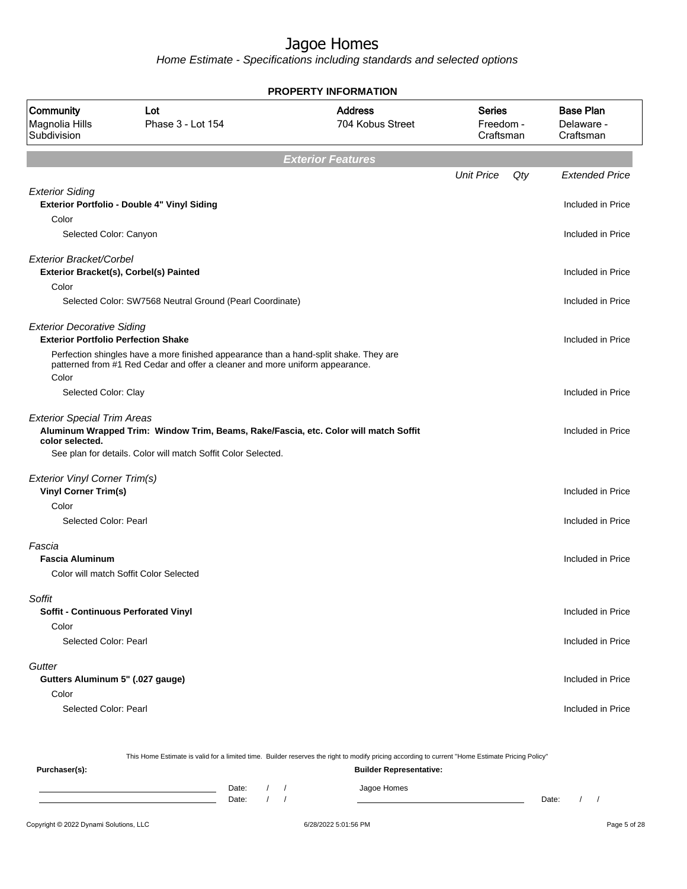# Jagoe Homes

Home Estimate - Specifications including standards and selected options

## PROPERTY INFORMATION

| Community | Lot | Address | Series | Base Plan |
|---|---|---|---|---|
| Magnolia Hills Subdivision | Phase 3 - Lot 154 | 704 Kobus Street | Freedom - Craftsman | Delaware - Craftsman |

## Exterior Features

| | Unit Price | Qty | Extended Price |
|---|---|---|---|
| *Exterior Siding* | | | |
| **Exterior Portfolio - Double 4" Vinyl Siding** | | | Included in Price |
| Color | | | |
| Selected Color: Canyon | | | Included in Price |
| *Exterior Bracket/Corbel* | | | |
| **Exterior Bracket(s), Corbel(s) Painted** | | | Included in Price |
| Color | | | |
| Selected Color: SW7568 Neutral Ground (Pearl Coordinate) | | | Included in Price |
| *Exterior Decorative Siding* | | | |
| **Exterior Portfolio Perfection Shake** | | | Included in Price |
| Perfection shingles have a more finished appearance than a hand-split shake. They are patterned from #1 Red Cedar and offer a cleaner and more uniform appearance. | | | |
| Color | | | |
| Selected Color: Clay | | | Included in Price |
| *Exterior Special Trim Areas* | | | |
| **Aluminum Wrapped Trim: Window Trim, Beams, Rake/Fascia, etc. Color will match Soffit color selected.** | | | Included in Price |
| See plan for details. Color will match Soffit Color Selected. | | | |
| *Exterior Vinyl Corner Trim(s)* | | | |
| **Vinyl Corner Trim(s)** | | | Included in Price |
| Color | | | |
| Selected Color: Pearl | | | Included in Price |
| *Fascia* | | | |
| **Fascia Aluminum** | | | Included in Price |
| Color will match Soffit Color Selected | | | |
| *Soffit* | | | |
| **Soffit - Continuous Perforated Vinyl** | | | Included in Price |
| Color | | | |
| Selected Color: Pearl | | | Included in Price |
| *Gutter* | | | |
| **Gutters Aluminum 5" (.027 gauge)** | | | Included in Price |
| Color | | | |
| Selected Color: Pearl | | | Included in Price |

This Home Estimate is valid for a limited time. Builder reserves the right to modify pricing according to current "Home Estimate Pricing Policy"

**Purchaser(s):**

Date: / /

Date: / /

**Builder Representative:**

Jagoe Homes

Date: / /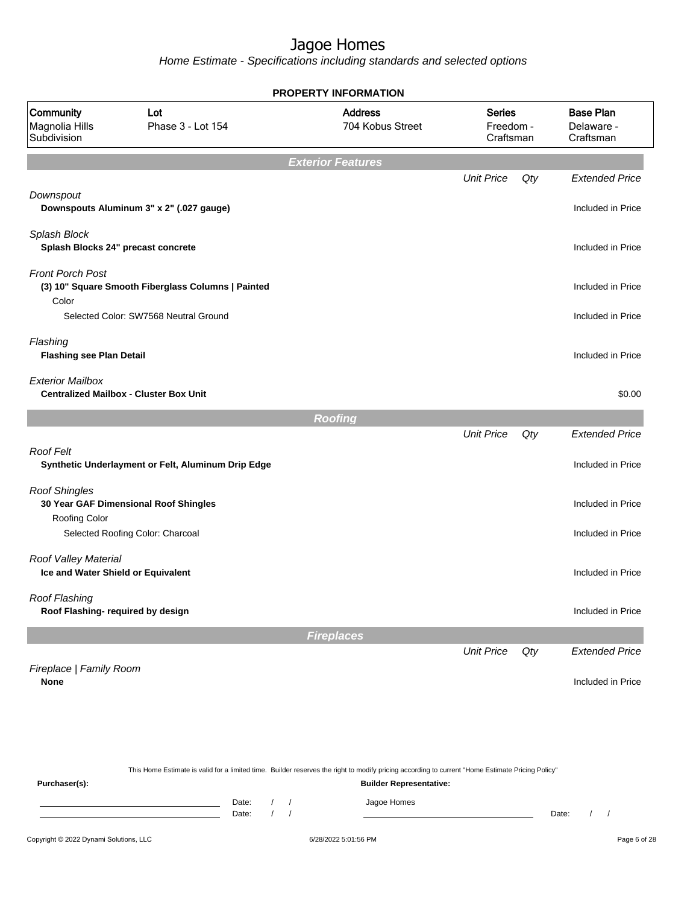# Jagoe Homes

*Home Estimate - Specifications including standards and selected options*

## PROPERTY INFORMATION

| Community | Lot | Address | Series | Base Plan |
|---|---|---|---|---|
| Magnolia Hills Subdivision | Phase 3 - Lot 154 | 704 Kobus Street | Freedom - Craftsman | Delaware - Craftsman |

## Exterior Features

| | Unit Price | Qty | Extended Price |
|---|---|---|---|
| *Downspout* | | | |
| **Downspouts Aluminum 3" x 2" (.027 gauge)** | | | Included in Price |
| *Splash Block* | | | |
| **Splash Blocks 24" precast concrete** | | | Included in Price |
| *Front Porch Post* | | | |
| **(3) 10" Square Smooth Fiberglass Columns \| Painted** | | | Included in Price |
| Color | | | |
| Selected Color: SW7568 Neutral Ground | | | Included in Price |
| *Flashing* | | | |
| **Flashing see Plan Detail** | | | Included in Price |
| *Exterior Mailbox* | | | |
| **Centralized Mailbox - Cluster Box Unit** | | | $0.00 |

## Roofing

| | Unit Price | Qty | Extended Price |
|---|---|---|---|
| *Roof Felt* | | | |
| **Synthetic Underlayment or Felt, Aluminum Drip Edge** | | | Included in Price |
| *Roof Shingles* | | | |
| **30 Year GAF Dimensional Roof Shingles** | | | Included in Price |
| Roofing Color | | | |
| Selected Roofing Color: Charcoal | | | Included in Price |
| *Roof Valley Material* | | | |
| **Ice and Water Shield or Equivalent** | | | Included in Price |
| *Roof Flashing* | | | |
| **Roof Flashing- required by design** | | | Included in Price |

## Fireplaces

| | Unit Price | Qty | Extended Price |
|---|---|---|---|
| *Fireplace \| Family Room* | | | |
| **None** | | | Included in Price |

This Home Estimate is valid for a limited time. Builder reserves the right to modify pricing according to current "Home Estimate Pricing Policy"

**Purchaser(s):** **Builder Representative:**

Date: / /
Date: / / Jagoe Homes Date: / /

Copyright © 2022 Dynami Solutions, LLC 6/28/2022 5:01:56 PM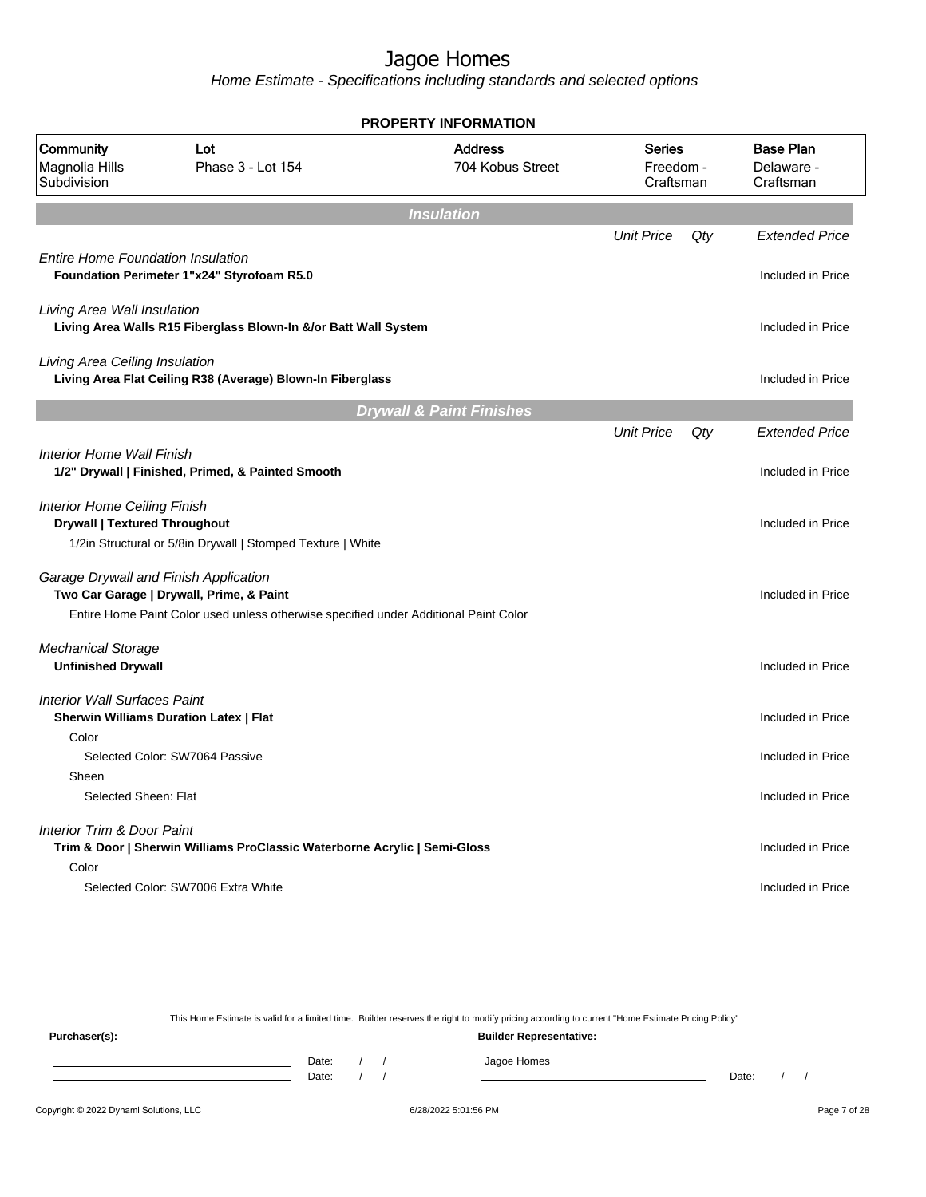# Jagoe Homes

*Home Estimate - Specifications including standards and selected options*

**PROPERTY INFORMATION**

| Community | Lot | Address | Series | Base Plan |
|---|---|---|---|---|
| Magnolia Hills Subdivision | Phase 3 - Lot 154 | 704 Kobus Street | Freedom - Craftsman | Delaware - Craftsman |

## Insulation

| | Unit Price | Qty | Extended Price |
|---|---|---|---|
| *Entire Home Foundation Insulation* | | | |
| **Foundation Perimeter 1"x24" Styrofoam R5.0** | | | Included in Price |
| *Living Area Wall Insulation* | | | |
| **Living Area Walls R15 Fiberglass Blown-In &/or Batt Wall System** | | | Included in Price |
| *Living Area Ceiling Insulation* | | | |
| **Living Area Flat Ceiling R38 (Average) Blown-In Fiberglass** | | | Included in Price |

## Drywall & Paint Finishes

| | Unit Price | Qty | Extended Price |
|---|---|---|---|
| *Interior Home Wall Finish* | | | |
| **1/2" Drywall \| Finished, Primed, & Painted Smooth** | | | Included in Price |
| *Interior Home Ceiling Finish* | | | |
| **Drywall \| Textured Throughout** | | | Included in Price |
| 1/2in Structural or 5/8in Drywall \| Stomped Texture \| White | | | |
| *Garage Drywall and Finish Application* | | | |
| **Two Car Garage \| Drywall, Prime, & Paint** | | | Included in Price |
| Entire Home Paint Color used unless otherwise specified under Additional Paint Color | | | |
| *Mechanical Storage* | | | |
| **Unfinished Drywall** | | | Included in Price |
| *Interior Wall Surfaces Paint* | | | |
| **Sherwin Williams Duration Latex \| Flat** | | | Included in Price |
| Color | | | |
| Selected Color: SW7064 Passive | | | Included in Price |
| Sheen | | | |
| Selected Sheen: Flat | | | Included in Price |
| *Interior Trim & Door Paint* | | | |
| **Trim & Door \| Sherwin Williams ProClassic Waterborne Acrylic \| Semi-Gloss** | | | Included in Price |
| Color | | | |
| Selected Color: SW7006 Extra White | | | Included in Price |

This Home Estimate is valid for a limited time. Builder reserves the right to modify pricing according to current "Home Estimate Pricing Policy"

**Purchaser(s):** &nbsp;&nbsp;&nbsp;&nbsp; **Builder Representative:**

Date: / / &nbsp;&nbsp;&nbsp;&nbsp; Jagoe Homes

Date: / / &nbsp;&nbsp;&nbsp;&nbsp; Date: / /

Copyright © 2022 Dynami Solutions, LLC &nbsp;&nbsp;&nbsp;&nbsp; 6/28/2022 5:01:56 PM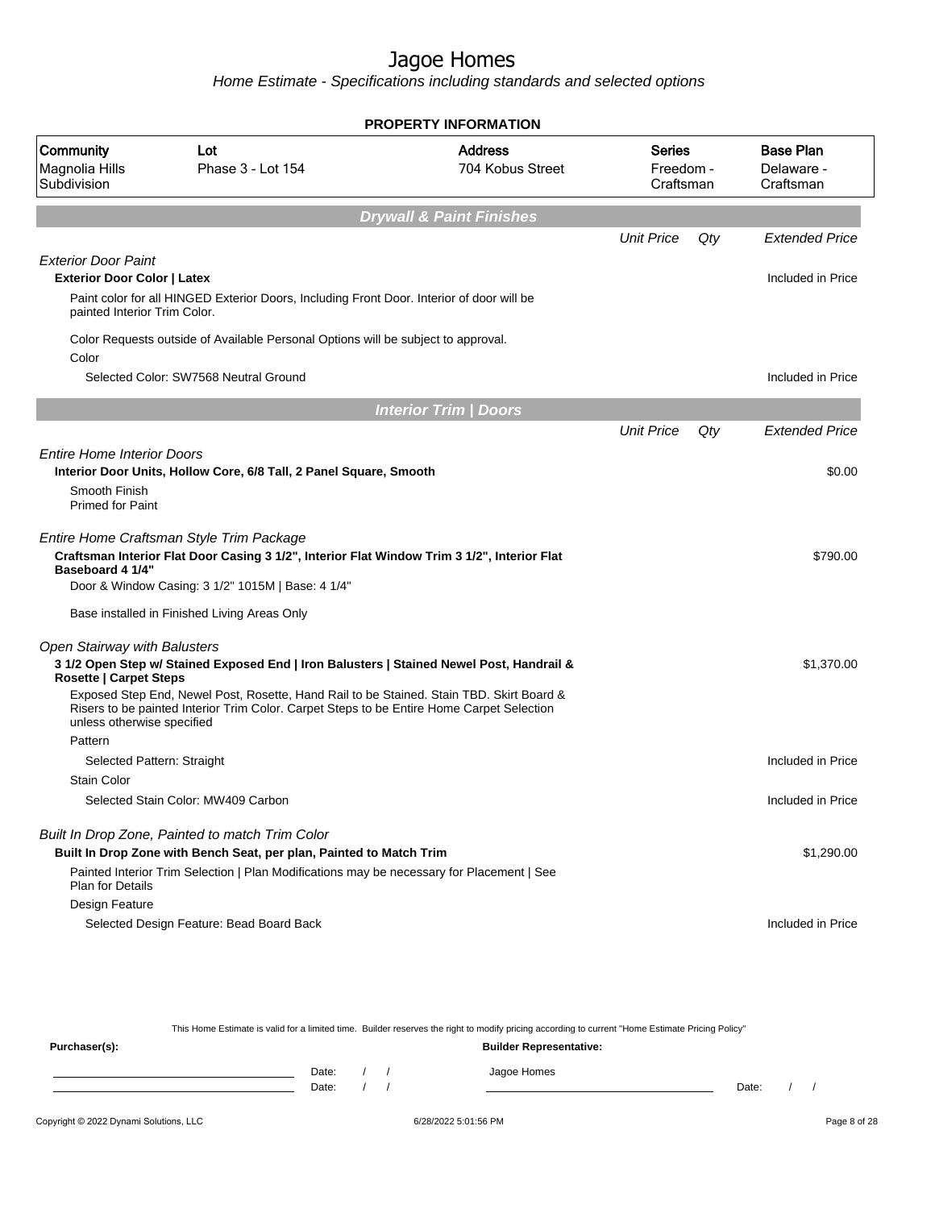# Jagoe Homes

*Home Estimate - Specifications including standards and selected options*

**PROPERTY INFORMATION**

| Community | Lot | Address | Series | Base Plan |
|---|---|---|---|---|
| Magnolia Hills Subdivision | Phase 3 - Lot 154 | 704 Kobus Street | Freedom - Craftsman | Delaware - Craftsman |

## Drywall & Paint Finishes

| | Unit Price | Qty | Extended Price |
|---|---|---|---|
| *Exterior Door Paint* | | | |
| **Exterior Door Color \| Latex** | | | Included in Price |
| Paint color for all HINGED Exterior Doors, Including Front Door. Interior of door will be painted Interior Trim Color. | | | |
| Color Requests outside of Available Personal Options will be subject to approval. | | | |
| Color | | | |
| Selected Color: SW7568 Neutral Ground | | | Included in Price |

## Interior Trim | Doors

| | Unit Price | Qty | Extended Price |
|---|---|---|---|
| *Entire Home Interior Doors* | | | |
| **Interior Door Units, Hollow Core, 6/8 Tall, 2 Panel Square, Smooth** | | | $0.00 |
| Smooth Finish<br>Primed for Paint | | | |
| *Entire Home Craftsman Style Trim Package* | | | |
| **Craftsman Interior Flat Door Casing 3 1/2", Interior Flat Window Trim 3 1/2", Interior Flat Baseboard 4 1/4"** | | | $790.00 |
| Door & Window Casing: 3 1/2" 1015M \| Base: 4 1/4" | | | |
| Base installed in Finished Living Areas Only | | | |
| *Open Stairway with Balusters* | | | |
| **3 1/2 Open Step w/ Stained Exposed End \| Iron Balusters \| Stained Newel Post, Handrail & Rosette \| Carpet Steps** | | | $1,370.00 |
| Exposed Step End, Newel Post, Rosette, Hand Rail to be Stained. Stain TBD. Skirt Board & Risers to be painted Interior Trim Color. Carpet Steps to be Entire Home Carpet Selection unless otherwise specified | | | |
| Pattern | | | |
| Selected Pattern: Straight | | | Included in Price |
| Stain Color | | | |
| Selected Stain Color: MW409 Carbon | | | Included in Price |
| *Built In Drop Zone, Painted to match Trim Color* | | | |
| **Built In Drop Zone with Bench Seat, per plan, Painted to Match Trim** | | | $1,290.00 |
| Painted Interior Trim Selection \| Plan Modifications may be necessary for Placement \| See Plan for Details | | | |
| Design Feature | | | |
| Selected Design Feature: Bead Board Back | | | Included in Price |

This Home Estimate is valid for a limited time. Builder reserves the right to modify pricing according to current "Home Estimate Pricing Policy"

**Purchaser(s):**

Date: / /
Date: / /

**Builder Representative:**

Jagoe Homes

Date: / /

Copyright © 2022 Dynami Solutions, LLC 6/28/2022 5:01:56 PM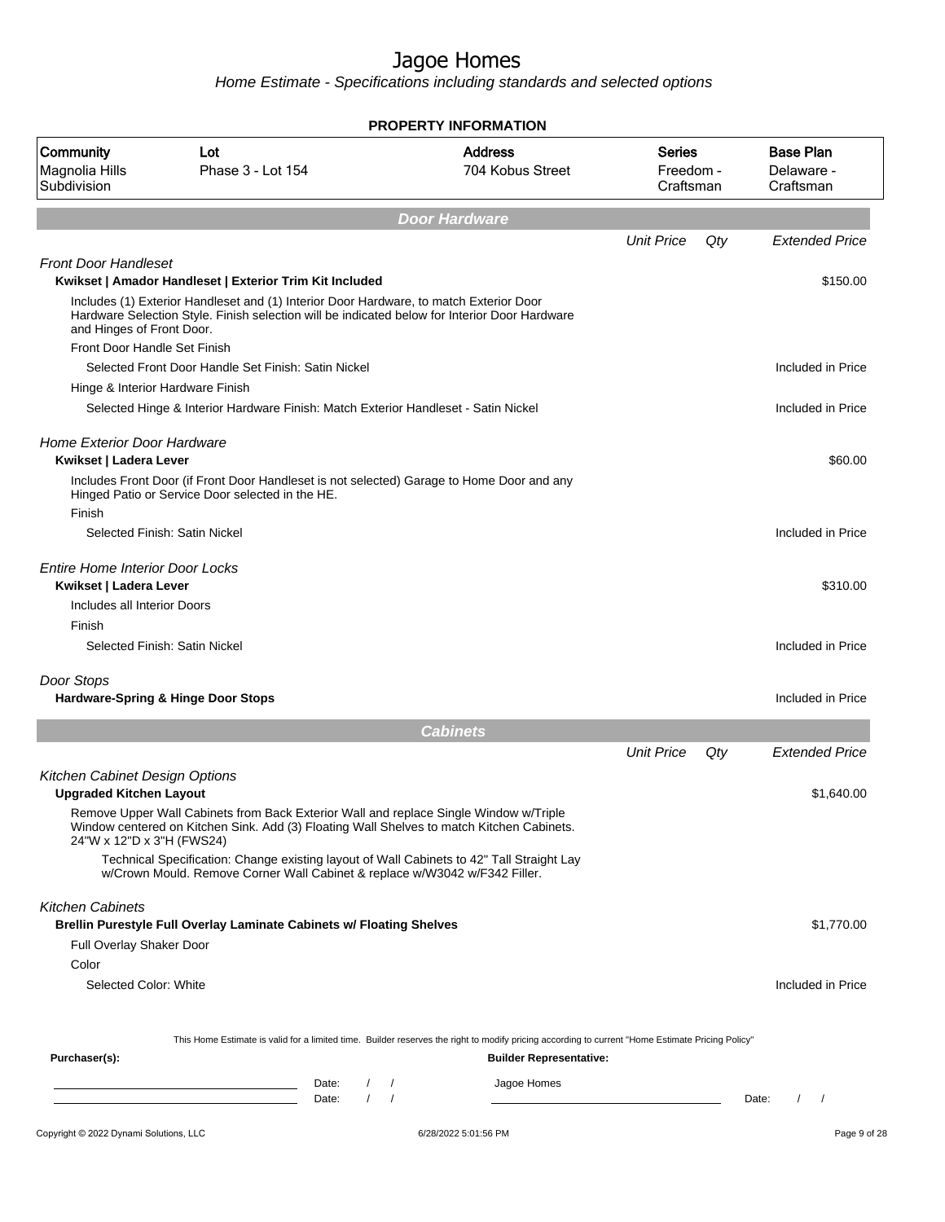# Jagoe Homes

*Home Estimate - Specifications including standards and selected options*

**PROPERTY INFORMATION**

| Community | Lot | Address | Series | Base Plan |
|---|---|---|---|---|
| Magnolia Hills Subdivision | Phase 3 - Lot 154 | 704 Kobus Street | Freedom - Craftsman | Delaware - Craftsman |

## Door Hardware

| | Unit Price | Qty | Extended Price |
|---|---|---|---|
| *Front Door Handleset* | | | |
| **Kwikset \| Amador Handleset \| Exterior Trim Kit Included** | | | $150.00 |
| Includes (1) Exterior Handleset and (1) Interior Door Hardware, to match Exterior Door Hardware Selection Style. Finish selection will be indicated below for Interior Door Hardware and Hinges of Front Door. | | | |
| Front Door Handle Set Finish | | | |
| Selected Front Door Handle Set Finish: Satin Nickel | | | Included in Price |
| Hinge & Interior Hardware Finish | | | |
| Selected Hinge & Interior Hardware Finish: Match Exterior Handleset - Satin Nickel | | | Included in Price |
| *Home Exterior Door Hardware* | | | |
| **Kwikset \| Ladera Lever** | | | $60.00 |
| Includes Front Door (if Front Door Handleset is not selected) Garage to Home Door and any Hinged Patio or Service Door selected in the HE. | | | |
| Finish | | | |
| Selected Finish: Satin Nickel | | | Included in Price |
| *Entire Home Interior Door Locks* | | | |
| **Kwikset \| Ladera Lever** | | | $310.00 |
| Includes all Interior Doors | | | |
| Finish | | | |
| Selected Finish: Satin Nickel | | | Included in Price |
| *Door Stops* | | | |
| **Hardware-Spring & Hinge Door Stops** | | | Included in Price |

## Cabinets

| | Unit Price | Qty | Extended Price |
|---|---|---|---|
| *Kitchen Cabinet Design Options* | | | |
| **Upgraded Kitchen Layout** | | | $1,640.00 |
| Remove Upper Wall Cabinets from Back Exterior Wall and replace Single Window w/Triple Window centered on Kitchen Sink. Add (3) Floating Wall Shelves to match Kitchen Cabinets. 24"W x 12"D x 3"H (FWS24) | | | |
| Technical Specification: Change existing layout of Wall Cabinets to 42" Tall Straight Lay w/Crown Mould. Remove Corner Wall Cabinet & replace w/W3042 w/F342 Filler. | | | |
| *Kitchen Cabinets* | | | |
| **Brellin Purestyle Full Overlay Laminate Cabinets w/ Floating Shelves** | | | $1,770.00 |
| Full Overlay Shaker Door | | | |
| Color | | | |
| Selected Color: White | | | Included in Price |

This Home Estimate is valid for a limited time. Builder reserves the right to modify pricing according to current "Home Estimate Pricing Policy"

**Purchaser(s):** Date: / / Date: / /

**Builder Representative:** Jagoe Homes Date: / /

Copyright © 2022 Dynami Solutions, LLC 6/28/2022 5:01:56 PM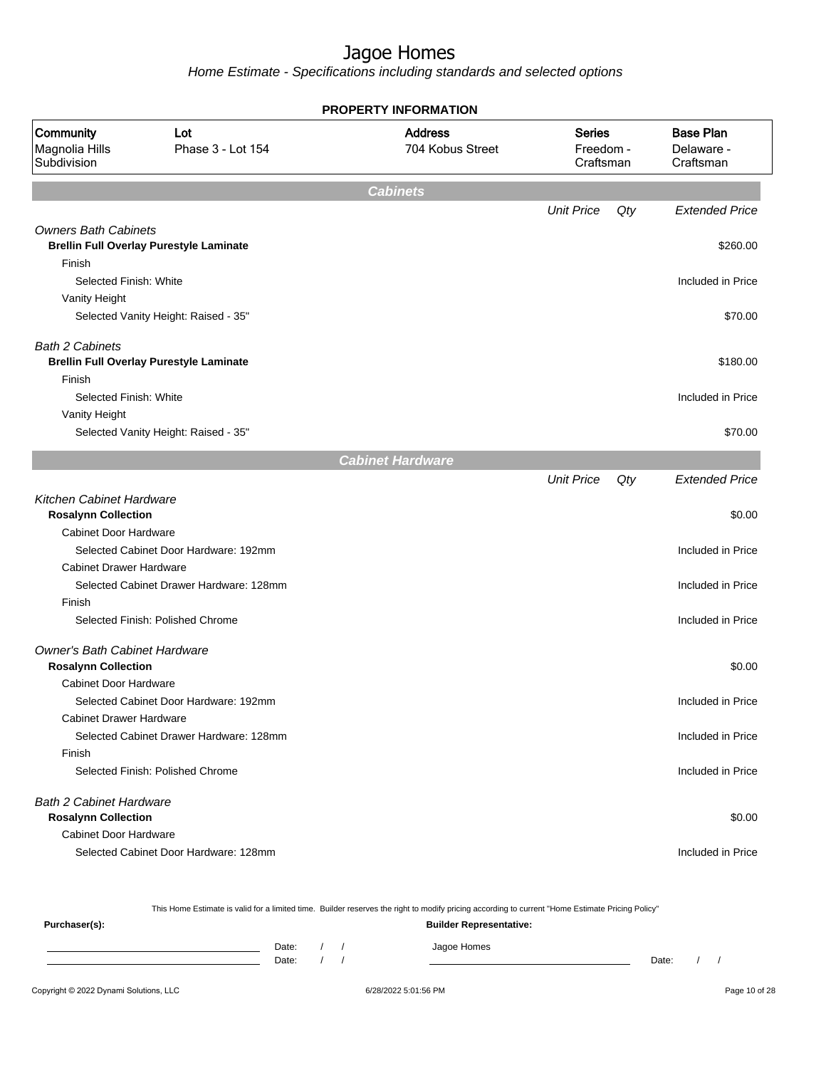# Jagoe Homes

*Home Estimate - Specifications including standards and selected options*

**PROPERTY INFORMATION**

| Community | Lot | Address | Series | Base Plan |
|---|---|---|---|---|
| Magnolia Hills Subdivision | Phase 3 - Lot 154 | 704 Kobus Street | Freedom - Craftsman | Delaware - Craftsman |

## Cabinets

| | Unit Price | Qty | Extended Price |
|---|---|---|---|
| *Owners Bath Cabinets* | | | |
| **Brellin Full Overlay Purestyle Laminate** | | | $260.00 |
| Finish | | | |
| Selected Finish: White | | | Included in Price |
| Vanity Height | | | |
| Selected Vanity Height: Raised - 35" | | | $70.00 |
| *Bath 2 Cabinets* | | | |
| **Brellin Full Overlay Purestyle Laminate** | | | $180.00 |
| Finish | | | |
| Selected Finish: White | | | Included in Price |
| Vanity Height | | | |
| Selected Vanity Height: Raised - 35" | | | $70.00 |

## Cabinet Hardware

| | Unit Price | Qty | Extended Price |
|---|---|---|---|
| *Kitchen Cabinet Hardware* | | | |
| **Rosalynn Collection** | | | $0.00 |
| Cabinet Door Hardware | | | |
| Selected Cabinet Door Hardware: 192mm | | | Included in Price |
| Cabinet Drawer Hardware | | | |
| Selected Cabinet Drawer Hardware: 128mm | | | Included in Price |
| Finish | | | |
| Selected Finish: Polished Chrome | | | Included in Price |
| *Owner's Bath Cabinet Hardware* | | | |
| **Rosalynn Collection** | | | $0.00 |
| Cabinet Door Hardware | | | |
| Selected Cabinet Door Hardware: 192mm | | | Included in Price |
| Cabinet Drawer Hardware | | | |
| Selected Cabinet Drawer Hardware: 128mm | | | Included in Price |
| Finish | | | |
| Selected Finish: Polished Chrome | | | Included in Price |
| *Bath 2 Cabinet Hardware* | | | |
| **Rosalynn Collection** | | | $0.00 |
| Cabinet Door Hardware | | | |
| Selected Cabinet Door Hardware: 128mm | | | Included in Price |

This Home Estimate is valid for a limited time. Builder reserves the right to modify pricing according to current "Home Estimate Pricing Policy"

**Purchaser(s):**

Date: / /

Date: / /

**Builder Representative:**

Jagoe Homes

Date: / /

Copyright © 2022 Dynami Solutions, LLC — 6/28/2022 5:01:56 PM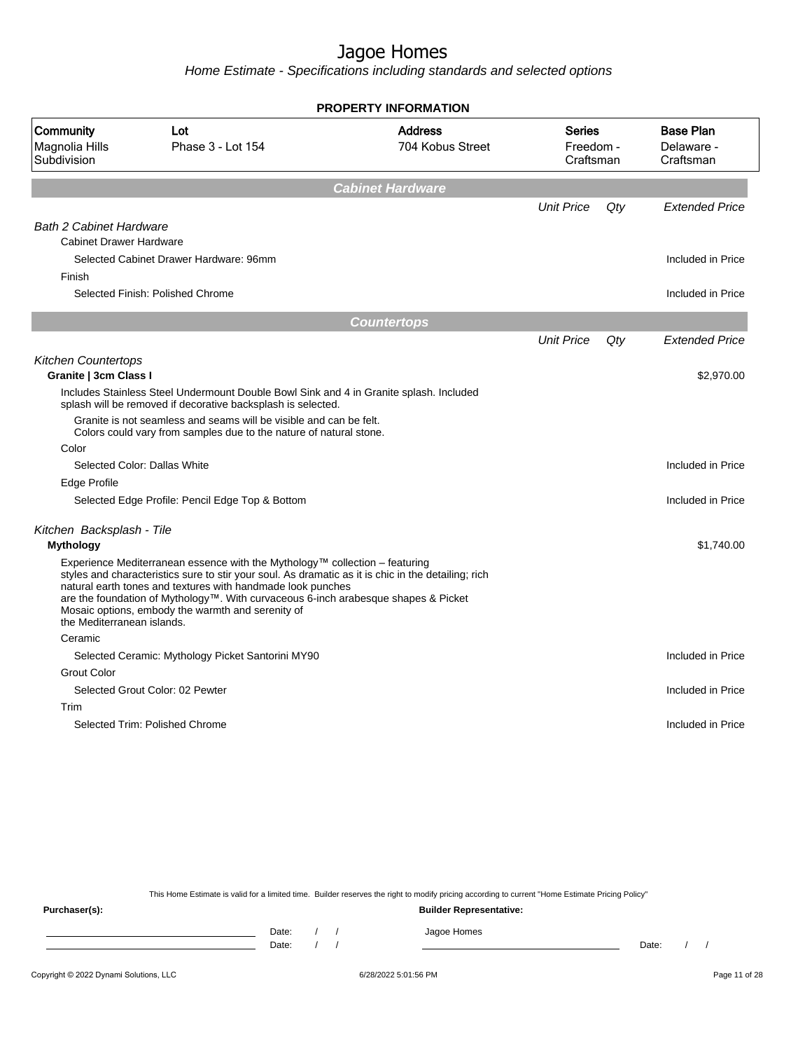# Jagoe Homes

*Home Estimate - Specifications including standards and selected options*

**PROPERTY INFORMATION**

| Community | Lot | Address | Series | Base Plan |
|---|---|---|---|---|
| Magnolia Hills Subdivision | Phase 3 - Lot 154 | 704 Kobus Street | Freedom - Craftsman | Delaware - Craftsman |

## Cabinet Hardware

| | Unit Price | Qty | Extended Price |
|---|---|---|---|
| *Bath 2 Cabinet Hardware* | | | |
| Cabinet Drawer Hardware | | | |
| Selected Cabinet Drawer Hardware: 96mm | | | Included in Price |
| Finish | | | |
| Selected Finish: Polished Chrome | | | Included in Price |

## Countertops

| | Unit Price | Qty | Extended Price |
|---|---|---|---|
| *Kitchen Countertops* | | | |
| **Granite \| 3cm Class I** | | | $2,970.00 |
| Includes Stainless Steel Undermount Double Bowl Sink and 4 in Granite splash. Included splash will be removed if decorative backsplash is selected. | | | |
| Granite is not seamless and seams will be visible and can be felt. Colors could vary from samples due to the nature of natural stone. | | | |
| Color | | | |
| Selected Color: Dallas White | | | Included in Price |
| Edge Profile | | | |
| Selected Edge Profile: Pencil Edge Top & Bottom | | | Included in Price |
| *Kitchen Backsplash - Tile* | | | |
| **Mythology** | | | $1,740.00 |
| Experience Mediterranean essence with the Mythology™ collection – featuring styles and characteristics sure to stir your soul. As dramatic as it is chic in the detailing; rich natural earth tones and textures with handmade look punches are the foundation of Mythology™. With curvaceous 6-inch arabesque shapes & Picket Mosaic options, embody the warmth and serenity of the Mediterranean islands. | | | |
| Ceramic | | | |
| Selected Ceramic: Mythology Picket Santorini MY90 | | | Included in Price |
| Grout Color | | | |
| Selected Grout Color: 02 Pewter | | | Included in Price |
| Trim | | | |
| Selected Trim: Polished Chrome | | | Included in Price |

This Home Estimate is valid for a limited time. Builder reserves the right to modify pricing according to current "Home Estimate Pricing Policy"

**Purchaser(s):** Date: / / Date: / /

**Builder Representative:** Jagoe Homes Date: / /

Copyright © 2022 Dynami Solutions, LLC 6/28/2022 5:01:56 PM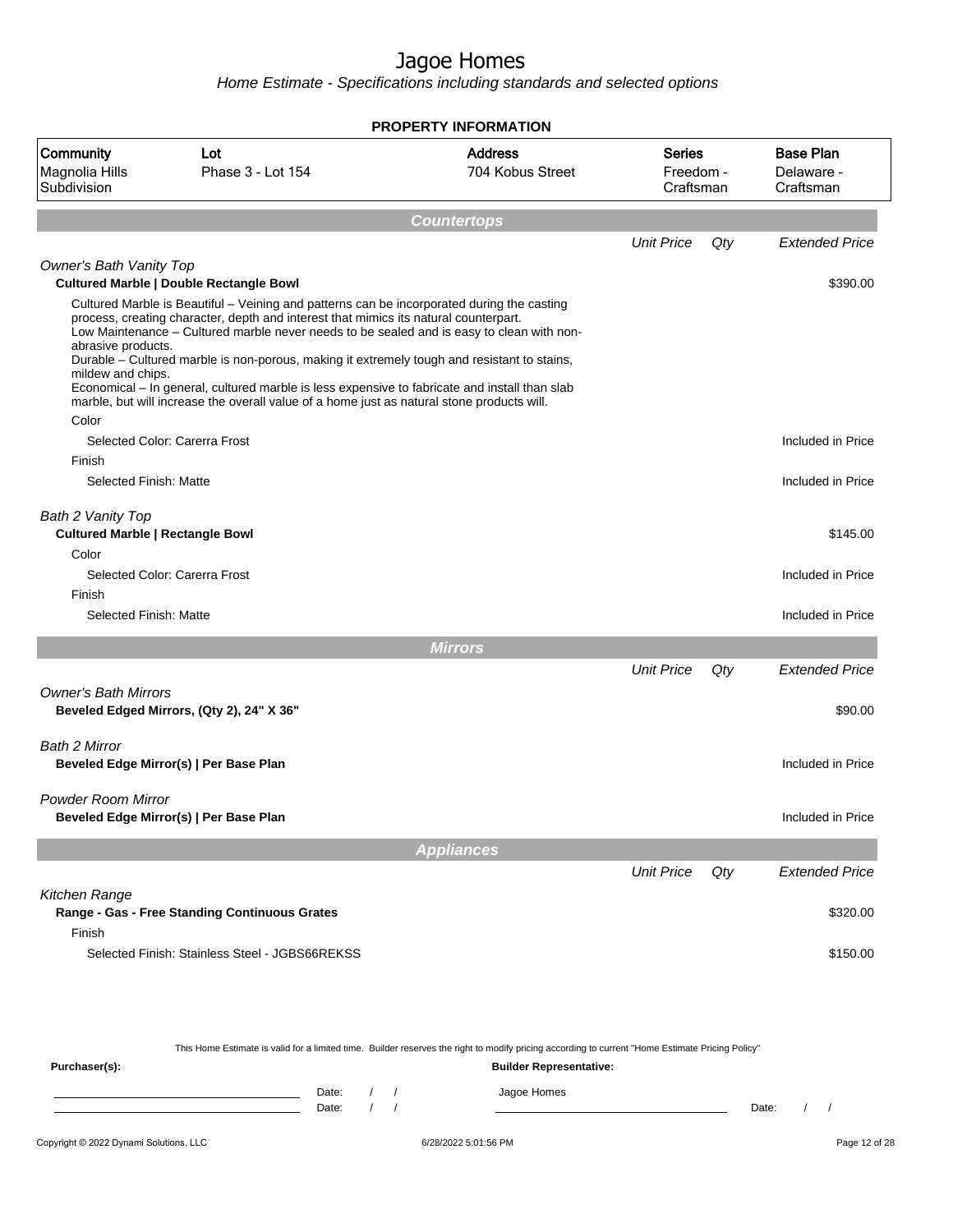# Jagoe Homes

*Home Estimate - Specifications including standards and selected options*

**PROPERTY INFORMATION**

| Community | Lot | Address | Series | Base Plan |
|---|---|---|---|---|
| Magnolia Hills Subdivision | Phase 3 - Lot 154 | 704 Kobus Street | Freedom - Craftsman | Delaware - Craftsman |

## Countertops

| | Unit Price | Qty | Extended Price |
|---|---|---|---|
| *Owner's Bath Vanity Top* | | | |
| **Cultured Marble \| Double Rectangle Bowl** | | | $390.00 |
| Cultured Marble is Beautiful – Veining and patterns can be incorporated during the casting process, creating character, depth and interest that mimics its natural counterpart. Low Maintenance – Cultured marble never needs to be sealed and is easy to clean with non-abrasive products. Durable – Cultured marble is non-porous, making it extremely tough and resistant to stains, mildew and chips. Economical – In general, cultured marble is less expensive to fabricate and install than slab marble, but will increase the overall value of a home just as natural stone products will. | | | |
| Color | | | |
| Selected Color: Carerra Frost | | | Included in Price |
| Finish | | | |
| Selected Finish: Matte | | | Included in Price |
| *Bath 2 Vanity Top* | | | |
| **Cultured Marble \| Rectangle Bowl** | | | $145.00 |
| Color | | | |
| Selected Color: Carerra Frost | | | Included in Price |
| Finish | | | |
| Selected Finish: Matte | | | Included in Price |

## Mirrors

| | Unit Price | Qty | Extended Price |
|---|---|---|---|
| *Owner's Bath Mirrors* | | | |
| **Beveled Edged Mirrors, (Qty 2), 24" X 36"** | | | $90.00 |
| *Bath 2 Mirror* | | | |
| **Beveled Edge Mirror(s) \| Per Base Plan** | | | Included in Price |
| *Powder Room Mirror* | | | |
| **Beveled Edge Mirror(s) \| Per Base Plan** | | | Included in Price |

## Appliances

| | Unit Price | Qty | Extended Price |
|---|---|---|---|
| *Kitchen Range* | | | |
| **Range - Gas - Free Standing Continuous Grates** | | | $320.00 |
| Finish | | | |
| Selected Finish: Stainless Steel - JGBS66REKSS | | | $150.00 |

This Home Estimate is valid for a limited time. Builder reserves the right to modify pricing according to current "Home Estimate Pricing Policy"

**Purchaser(s):**

Date: / /

Date: / /

**Builder Representative:**

Jagoe Homes

Date: / /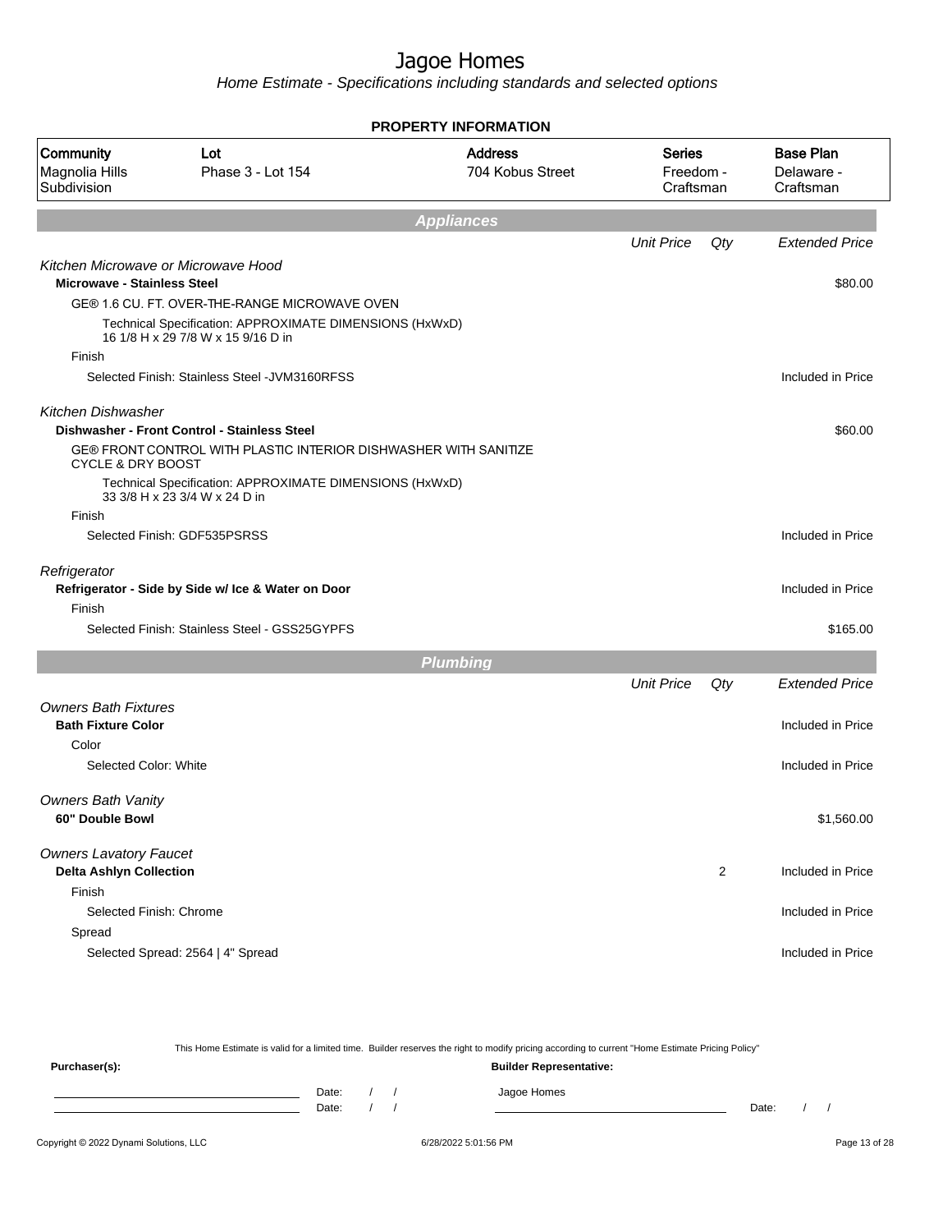# Jagoe Homes

*Home Estimate - Specifications including standards and selected options*

**PROPERTY INFORMATION**

| Community | Lot | Address | Series | Base Plan |
|---|---|---|---|---|
| Magnolia Hills Subdivision | Phase 3 - Lot 154 | 704 Kobus Street | Freedom - Craftsman | Delaware - Craftsman |

## Appliances

| | Unit Price | Qty | Extended Price |
|---|---|---|---|
| *Kitchen Microwave or Microwave Hood* | | | |
| **Microwave - Stainless Steel** | | | $80.00 |
| GE® 1.6 CU. FT. OVER-THE-RANGE MICROWAVE OVEN | | | |
| Technical Specification: APPROXIMATE DIMENSIONS (HxWxD) 16 1/8 H x 29 7/8 W x 15 9/16 D in | | | |
| Finish | | | |
| Selected Finish: Stainless Steel -JVM3160RFSS | | | Included in Price |
| *Kitchen Dishwasher* | | | |
| **Dishwasher - Front Control - Stainless Steel** | | | $60.00 |
| GE® FRONT CONTROL WITH PLASTIC INTERIOR DISHWASHER WITH SANITIZE CYCLE & DRY BOOST | | | |
| Technical Specification: APPROXIMATE DIMENSIONS (HxWxD) 33 3/8 H x 23 3/4 W x 24 D in | | | |
| Finish | | | |
| Selected Finish: GDF535PSRSS | | | Included in Price |
| *Refrigerator* | | | |
| **Refrigerator - Side by Side w/ Ice & Water on Door** | | | Included in Price |
| Finish | | | |
| Selected Finish: Stainless Steel - GSS25GYPFS | | | $165.00 |

## Plumbing

| | Unit Price | Qty | Extended Price |
|---|---|---|---|
| *Owners Bath Fixtures* | | | |
| **Bath Fixture Color** | | | Included in Price |
| Color | | | |
| Selected Color: White | | | Included in Price |
| *Owners Bath Vanity* | | | |
| **60" Double Bowl** | | | $1,560.00 |
| *Owners Lavatory Faucet* | | | |
| **Delta Ashlyn Collection** | | 2 | Included in Price |
| Finish | | | |
| Selected Finish: Chrome | | | Included in Price |
| Spread | | | |
| Selected Spread: 2564 \| 4" Spread | | | Included in Price |

This Home Estimate is valid for a limited time. Builder reserves the right to modify pricing according to current "Home Estimate Pricing Policy"

**Purchaser(s):**

Date: / /

Date: / /

**Builder Representative:**

Jagoe Homes

Date: / /

Copyright © 2022 Dynami Solutions, LLC 6/28/2022 5:01:56 PM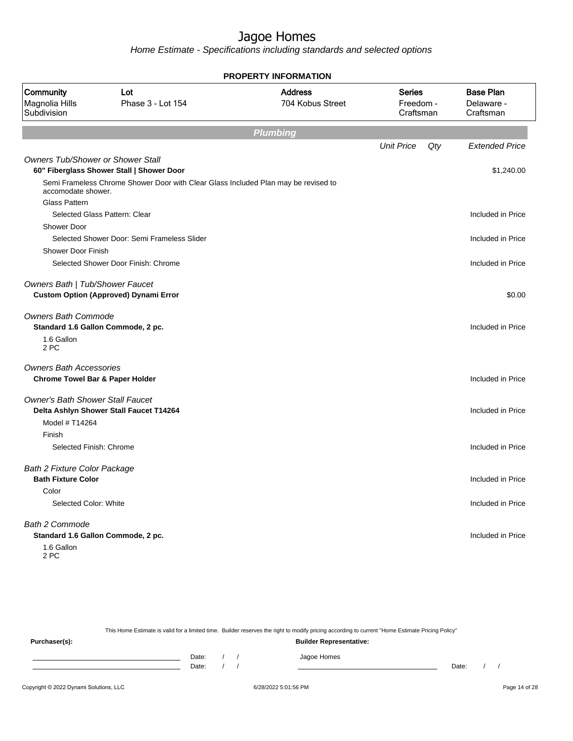# Jagoe Homes

Home Estimate - Specifications including standards and selected options

**PROPERTY INFORMATION**

| Community | Lot | Address | Series | Base Plan |
|---|---|---|---|---|
| Magnolia Hills Subdivision | Phase 3 - Lot 154 | 704 Kobus Street | Freedom - Craftsman | Delaware - Craftsman |

## Plumbing

| | Unit Price | Qty | Extended Price |
|---|---|---|---|
| *Owners Tub/Shower or Shower Stall* | | | |
| **60" Fiberglass Shower Stall \| Shower Door** | | | $1,240.00 |
| Semi Frameless Chrome Shower Door with Clear Glass Included Plan may be revised to accomodate shower. | | | |
| Glass Pattern | | | |
| Selected Glass Pattern: Clear | | | Included in Price |
| Shower Door | | | |
| Selected Shower Door: Semi Frameless Slider | | | Included in Price |
| Shower Door Finish | | | |
| Selected Shower Door Finish: Chrome | | | Included in Price |
| *Owners Bath \| Tub/Shower Faucet* | | | |
| **Custom Option (Approved) Dynami Error** | | | $0.00 |
| *Owners Bath Commode* | | | |
| **Standard 1.6 Gallon Commode, 2 pc.** | | | Included in Price |
| 1.6 Gallon 2 PC | | | |
| *Owners Bath Accessories* | | | |
| **Chrome Towel Bar & Paper Holder** | | | Included in Price |
| *Owner's Bath Shower Stall Faucet* | | | |
| **Delta Ashlyn Shower Stall Faucet T14264** | | | Included in Price |
| Model # T14264 | | | |
| Finish | | | |
| Selected Finish: Chrome | | | Included in Price |
| *Bath 2 Fixture Color Package* | | | |
| **Bath Fixture Color** | | | Included in Price |
| Color | | | |
| Selected Color: White | | | Included in Price |
| *Bath 2 Commode* | | | |
| **Standard 1.6 Gallon Commode, 2 pc.** | | | Included in Price |
| 1.6 Gallon 2 PC | | | |

This Home Estimate is valid for a limited time. Builder reserves the right to modify pricing according to current "Home Estimate Pricing Policy"

**Purchaser(s):** Date: / / Date: / /

**Builder Representative:** Jagoe Homes Date: / /

Copyright © 2022 Dynami Solutions, LLC 6/28/2022 5:01:56 PM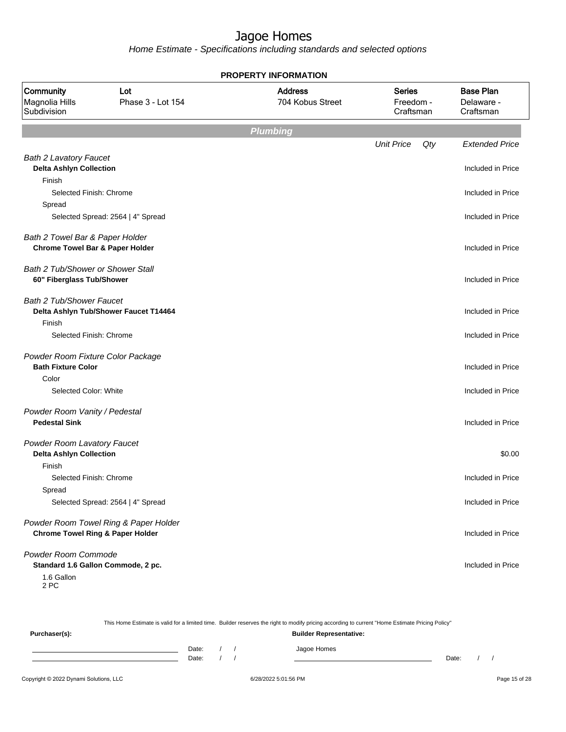# Jagoe Homes

Home Estimate - Specifications including standards and selected options

**PROPERTY INFORMATION**

| Community | Lot | Address | Series | Base Plan |
|---|---|---|---|---|
| Magnolia Hills Subdivision | Phase 3 - Lot 154 | 704 Kobus Street | Freedom - Craftsman | Delaware - Craftsman |

## Plumbing

| | Unit Price | Qty | Extended Price |
|---|---|---|---|
| *Bath 2 Lavatory Faucet* | | | |
| **Delta Ashlyn Collection** | | | Included in Price |
| Finish | | | |
| Selected Finish: Chrome | | | Included in Price |
| Spread | | | |
| Selected Spread: 2564 \| 4" Spread | | | Included in Price |
| *Bath 2 Towel Bar & Paper Holder* | | | |
| **Chrome Towel Bar & Paper Holder** | | | Included in Price |
| *Bath 2 Tub/Shower or Shower Stall* | | | |
| **60" Fiberglass Tub/Shower** | | | Included in Price |
| *Bath 2 Tub/Shower Faucet* | | | |
| **Delta Ashlyn Tub/Shower Faucet T14464** | | | Included in Price |
| Finish | | | |
| Selected Finish: Chrome | | | Included in Price |
| *Powder Room Fixture Color Package* | | | |
| **Bath Fixture Color** | | | Included in Price |
| Color | | | |
| Selected Color: White | | | Included in Price |
| *Powder Room Vanity / Pedestal* | | | |
| **Pedestal Sink** | | | Included in Price |
| *Powder Room Lavatory Faucet* | | | |
| **Delta Ashlyn Collection** | | | $0.00 |
| Finish | | | |
| Selected Finish: Chrome | | | Included in Price |
| Spread | | | |
| Selected Spread: 2564 \| 4" Spread | | | Included in Price |
| *Powder Room Towel Ring & Paper Holder* | | | |
| **Chrome Towel Ring & Paper Holder** | | | Included in Price |
| *Powder Room Commode* | | | |
| **Standard 1.6 Gallon Commode, 2 pc.** | | | Included in Price |
| 1.6 Gallon 2 PC | | | |

This Home Estimate is valid for a limited time. Builder reserves the right to modify pricing according to current "Home Estimate Pricing Policy"

**Purchaser(s):**

Date: / /
Date: / /

**Builder Representative:**

Jagoe Homes

Date: / /

Copyright © 2022 Dynami Solutions, LLC — 6/28/2022 5:01:56 PM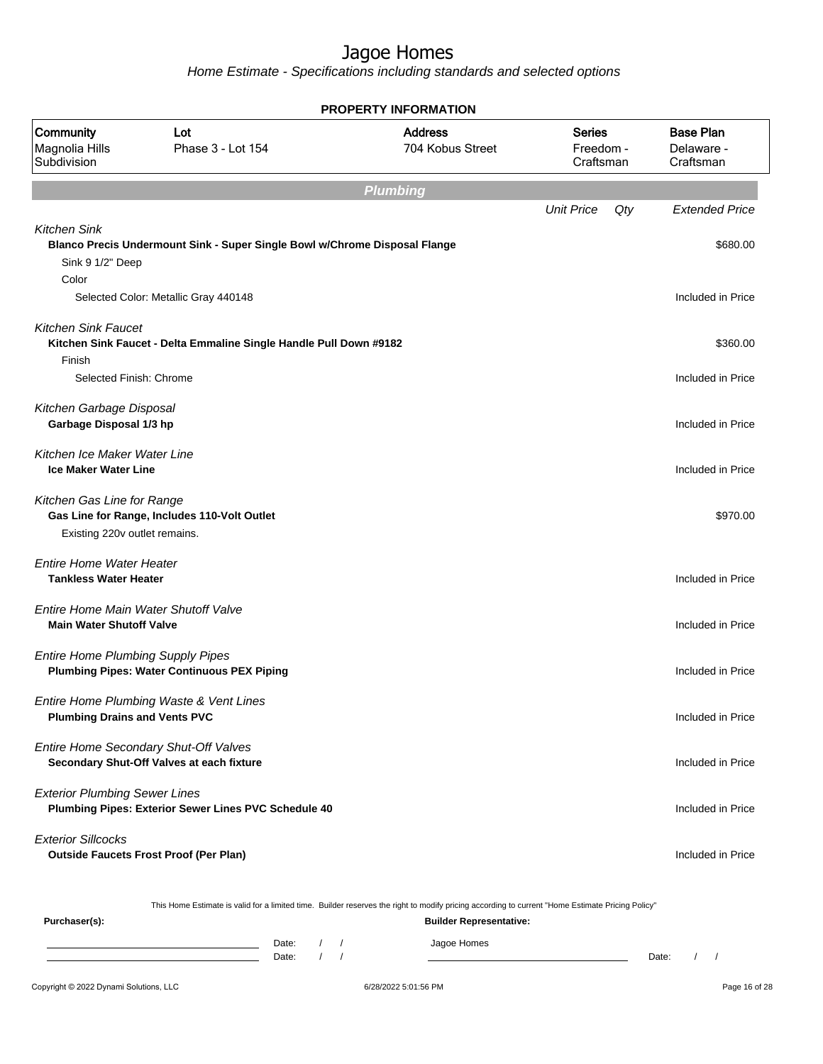# Jagoe Homes

*Home Estimate - Specifications including standards and selected options*

**PROPERTY INFORMATION**

| Community | Lot | Address | Series | Base Plan |
|---|---|---|---|---|
| Magnolia Hills Subdivision | Phase 3 - Lot 154 | 704 Kobus Street | Freedom - Craftsman | Delaware - Craftsman |

## Plumbing

| | Unit Price | Qty | Extended Price |
|---|---|---|---|
| *Kitchen Sink* | | | |
| **Blanco Precis Undermount Sink - Super Single Bowl w/Chrome Disposal Flange** | | | $680.00 |
| Sink 9 1/2" Deep | | | |
| Color | | | |
| Selected Color: Metallic Gray 440148 | | | Included in Price |
| *Kitchen Sink Faucet* | | | |
| **Kitchen Sink Faucet - Delta Emmaline Single Handle Pull Down #9182** | | | $360.00 |
| Finish | | | |
| Selected Finish: Chrome | | | Included in Price |
| *Kitchen Garbage Disposal* | | | |
| **Garbage Disposal 1/3 hp** | | | Included in Price |
| *Kitchen Ice Maker Water Line* | | | |
| **Ice Maker Water Line** | | | Included in Price |
| *Kitchen Gas Line for Range* | | | |
| **Gas Line for Range, Includes 110-Volt Outlet** | | | $970.00 |
| Existing 220v outlet remains. | | | |
| *Entire Home Water Heater* | | | |
| **Tankless Water Heater** | | | Included in Price |
| *Entire Home Main Water Shutoff Valve* | | | |
| **Main Water Shutoff Valve** | | | Included in Price |
| *Entire Home Plumbing Supply Pipes* | | | |
| **Plumbing Pipes: Water Continuous PEX Piping** | | | Included in Price |
| *Entire Home Plumbing Waste & Vent Lines* | | | |
| **Plumbing Drains and Vents PVC** | | | Included in Price |
| *Entire Home Secondary Shut-Off Valves* | | | |
| **Secondary Shut-Off Valves at each fixture** | | | Included in Price |
| *Exterior Plumbing Sewer Lines* | | | |
| **Plumbing Pipes: Exterior Sewer Lines PVC Schedule 40** | | | Included in Price |
| *Exterior Sillcocks* | | | |
| **Outside Faucets Frost Proof (Per Plan)** | | | Included in Price |

This Home Estimate is valid for a limited time. Builder reserves the right to modify pricing according to current "Home Estimate Pricing Policy"

**Purchaser(s):**

Date: / /

Date: / /

**Builder Representative:**

Jagoe Homes

Date: / /

Copyright © 2022 Dynami Solutions, LLC — 6/28/2022 5:01:56 PM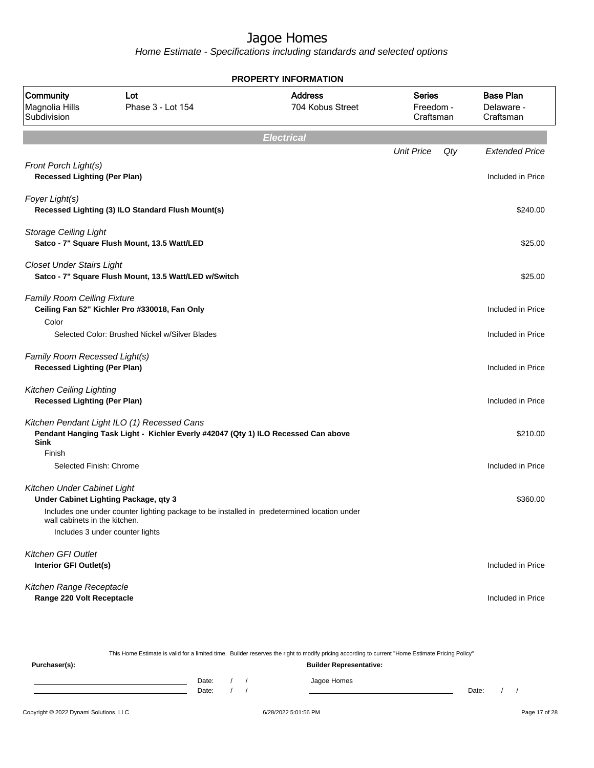# Jagoe Homes

*Home Estimate - Specifications including standards and selected options*

**PROPERTY INFORMATION**

| Community | Lot | Address | Series | Base Plan |
|---|---|---|---|---|
| Magnolia Hills Subdivision | Phase 3 - Lot 154 | 704 Kobus Street | Freedom - Craftsman | Delaware - Craftsman |

## *Electrical*

| | Unit Price | Qty | Extended Price |
|---|---|---|---|
| *Front Porch Light(s)* | | | |
| **Recessed Lighting (Per Plan)** | | | Included in Price |
| *Foyer Light(s)* | | | |
| **Recessed Lighting (3) ILO Standard Flush Mount(s)** | | | $240.00 |
| *Storage Ceiling Light* | | | |
| **Satco - 7" Square Flush Mount, 13.5 Watt/LED** | | | $25.00 |
| *Closet Under Stairs Light* | | | |
| **Satco - 7" Square Flush Mount, 13.5 Watt/LED w/Switch** | | | $25.00 |
| *Family Room Ceiling Fixture* | | | |
| **Ceiling Fan 52" Kichler Pro #330018, Fan Only** | | | Included in Price |
| Color | | | |
| Selected Color: Brushed Nickel w/Silver Blades | | | Included in Price |
| *Family Room Recessed Light(s)* | | | |
| **Recessed Lighting (Per Plan)** | | | Included in Price |
| *Kitchen Ceiling Lighting* | | | |
| **Recessed Lighting (Per Plan)** | | | Included in Price |
| *Kitchen Pendant Light ILO (1) Recessed Cans* | | | |
| **Pendant Hanging Task Light - Kichler Everly #42047 (Qty 1) ILO Recessed Can above Sink** | | | $210.00 |
| Finish | | | |
| Selected Finish: Chrome | | | Included in Price |
| *Kitchen Under Cabinet Light* | | | |
| **Under Cabinet Lighting Package, qty 3** | | | $360.00 |
| Includes one under counter lighting package to be installed in predetermined location under wall cabinets in the kitchen. | | | |
| Includes 3 under counter lights | | | |
| *Kitchen GFI Outlet* | | | |
| **Interior GFI Outlet(s)** | | | Included in Price |
| *Kitchen Range Receptacle* | | | |
| **Range 220 Volt Receptacle** | | | Included in Price |

This Home Estimate is valid for a limited time. Builder reserves the right to modify pricing according to current "Home Estimate Pricing Policy"

**Purchaser(s):**

Date: / /

Date: / /

**Builder Representative:**

Jagoe Homes

Date: / /

Copyright © 2022 Dynami Solutions, LLC    6/28/2022 5:01:56 PM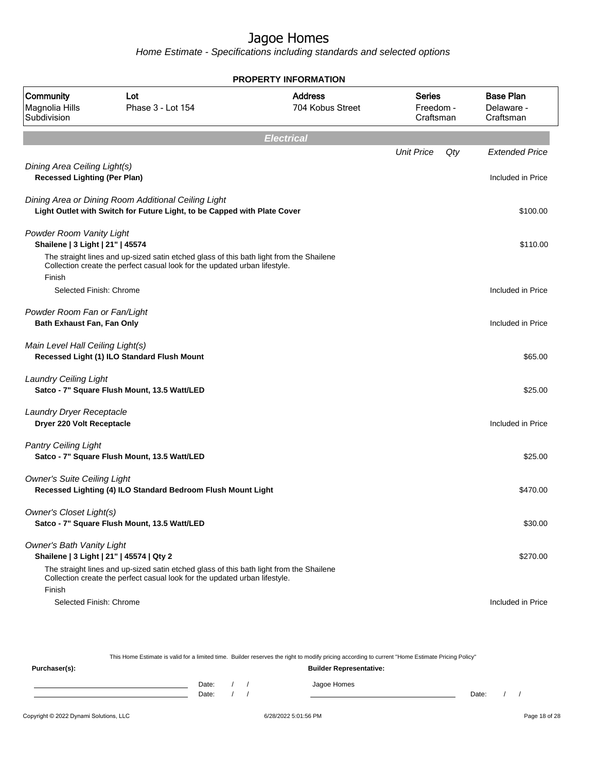# Jagoe Homes

Home Estimate - Specifications including standards and selected options

**PROPERTY INFORMATION**

| Community | Lot | Address | Series | Base Plan |
|---|---|---|---|---|
| Magnolia Hills Subdivision | Phase 3 - Lot 154 | 704 Kobus Street | Freedom - Craftsman | Delaware - Craftsman |

## Electrical

| | Unit Price | Qty | Extended Price |
|---|---|---|---|
| *Dining Area Ceiling Light(s)* | | | |
| **Recessed Lighting (Per Plan)** | | | Included in Price |
| *Dining Area or Dining Room Additional Ceiling Light* | | | |
| **Light Outlet with Switch for Future Light, to be Capped with Plate Cover** | | | $100.00 |
| *Powder Room Vanity Light* | | | |
| **Shailene \| 3 Light \| 21" \| 45574** | | | $110.00 |
| The straight lines and up-sized satin etched glass of this bath light from the Shailene Collection create the perfect casual look for the updated urban lifestyle. | | | |
| Finish | | | |
| Selected Finish: Chrome | | | Included in Price |
| *Powder Room Fan or Fan/Light* | | | |
| **Bath Exhaust Fan, Fan Only** | | | Included in Price |
| *Main Level Hall Ceiling Light(s)* | | | |
| **Recessed Light (1) ILO Standard Flush Mount** | | | $65.00 |
| *Laundry Ceiling Light* | | | |
| **Satco - 7" Square Flush Mount, 13.5 Watt/LED** | | | $25.00 |
| *Laundry Dryer Receptacle* | | | |
| **Dryer 220 Volt Receptacle** | | | Included in Price |
| *Pantry Ceiling Light* | | | |
| **Satco - 7" Square Flush Mount, 13.5 Watt/LED** | | | $25.00 |
| *Owner's Suite Ceiling Light* | | | |
| **Recessed Lighting (4) ILO Standard Bedroom Flush Mount Light** | | | $470.00 |
| *Owner's Closet Light(s)* | | | |
| **Satco - 7" Square Flush Mount, 13.5 Watt/LED** | | | $30.00 |
| *Owner's Bath Vanity Light* | | | |
| **Shailene \| 3 Light \| 21" \| 45574 \| Qty 2** | | | $270.00 |
| The straight lines and up-sized satin etched glass of this bath light from the Shailene Collection create the perfect casual look for the updated urban lifestyle. | | | |
| Finish | | | |
| Selected Finish: Chrome | | | Included in Price |

This Home Estimate is valid for a limited time. Builder reserves the right to modify pricing according to current "Home Estimate Pricing Policy"

**Purchaser(s):** 

Date: / /

Date: / /

**Builder Representative:**

Jagoe Homes

Date: / /

Copyright © 2022 Dynami Solutions, LLC — 6/28/2022 5:01:56 PM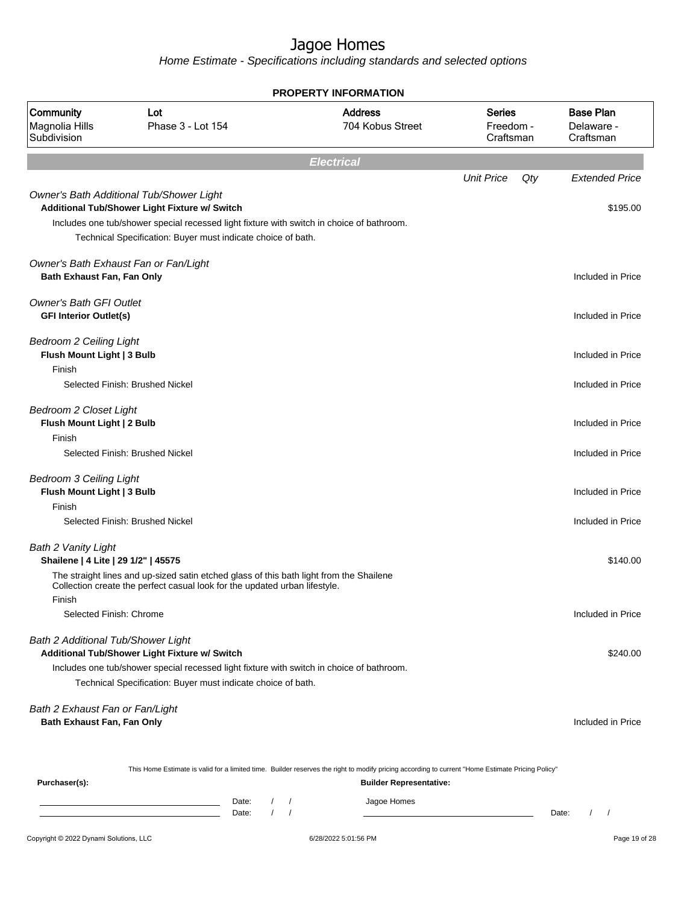# Jagoe Homes

Home Estimate - Specifications including standards and selected options

## PROPERTY INFORMATION

| Community | Lot | Address | Series | Base Plan |
|---|---|---|---|---|
| Magnolia Hills Subdivision | Phase 3 - Lot 154 | 704 Kobus Street | Freedom - Craftsman | Delaware - Craftsman |

## Electrical

| | Unit Price | Qty | Extended Price |
|---|---|---|---|
| *Owner's Bath Additional Tub/Shower Light* | | | |
| **Additional Tub/Shower Light Fixture w/ Switch** | | | $195.00 |
| Includes one tub/shower special recessed light fixture with switch in choice of bathroom. | | | |
| Technical Specification: Buyer must indicate choice of bath. | | | |
| *Owner's Bath Exhaust Fan or Fan/Light* | | | |
| **Bath Exhaust Fan, Fan Only** | | | Included in Price |
| *Owner's Bath GFI Outlet* | | | |
| **GFI Interior Outlet(s)** | | | Included in Price |
| *Bedroom 2 Ceiling Light* | | | |
| **Flush Mount Light \| 3 Bulb** | | | Included in Price |
| Finish | | | |
| Selected Finish: Brushed Nickel | | | Included in Price |
| *Bedroom 2 Closet Light* | | | |
| **Flush Mount Light \| 2 Bulb** | | | Included in Price |
| Finish | | | |
| Selected Finish: Brushed Nickel | | | Included in Price |
| *Bedroom 3 Ceiling Light* | | | |
| **Flush Mount Light \| 3 Bulb** | | | Included in Price |
| Finish | | | |
| Selected Finish: Brushed Nickel | | | Included in Price |
| *Bath 2 Vanity Light* | | | |
| **Shailene \| 4 Lite \| 29 1/2" \| 45575** | | | $140.00 |
| The straight lines and up-sized satin etched glass of this bath light from the Shailene Collection create the perfect casual look for the updated urban lifestyle. | | | |
| Finish | | | |
| Selected Finish: Chrome | | | Included in Price |
| *Bath 2 Additional Tub/Shower Light* | | | |
| **Additional Tub/Shower Light Fixture w/ Switch** | | | $240.00 |
| Includes one tub/shower special recessed light fixture with switch in choice of bathroom. | | | |
| Technical Specification: Buyer must indicate choice of bath. | | | |
| *Bath 2 Exhaust Fan or Fan/Light* | | | |
| **Bath Exhaust Fan, Fan Only** | | | Included in Price |

This Home Estimate is valid for a limited time. Builder reserves the right to modify pricing according to current "Home Estimate Pricing Policy"

**Purchaser(s):**

Date: / /

Date: / /

**Builder Representative:**

Jagoe Homes

Date: / /

Copyright © 2022 Dynami Solutions, LLC — 6/28/2022 5:01:56 PM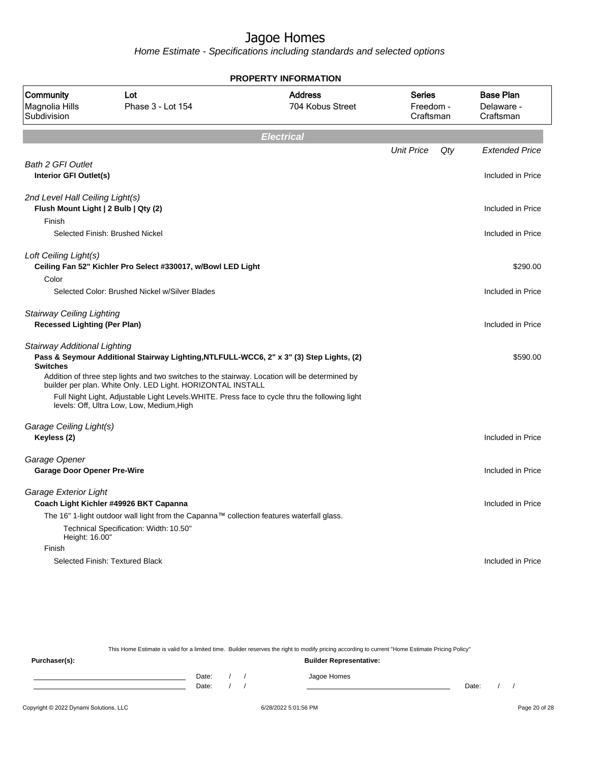# Jagoe Homes

*Home Estimate - Specifications including standards and selected options*

**PROPERTY INFORMATION**

| Community | Lot | Address | Series | Base Plan |
|---|---|---|---|---|
| Magnolia Hills Subdivision | Phase 3 - Lot 154 | 704 Kobus Street | Freedom - Craftsman | Delaware - Craftsman |

## Electrical

| | Unit Price | Qty | Extended Price |
|---|---|---|---|
| *Bath 2 GFI Outlet* | | | |
| **Interior GFI Outlet(s)** | | | Included in Price |
| *2nd Level Hall Ceiling Light(s)* | | | |
| **Flush Mount Light \| 2 Bulb \| Qty (2)** | | | Included in Price |
| Finish | | | |
| Selected Finish: Brushed Nickel | | | Included in Price |
| *Loft Ceiling Light(s)* | | | |
| **Ceiling Fan 52" Kichler Pro Select #330017, w/Bowl LED Light** | | | $290.00 |
| Color | | | |
| Selected Color: Brushed Nickel w/Silver Blades | | | Included in Price |
| *Stairway Ceiling Lighting* | | | |
| **Recessed Lighting (Per Plan)** | | | Included in Price |
| *Stairway Additional Lighting* | | | |
| **Pass & Seymour Additional Stairway Lighting,NTLFULL-WCC6, 2" x 3" (3) Step Lights, (2) Switches** | | | $590.00 |
| Addition of three step lights and two switches to the stairway. Location will be determined by builder per plan. White Only. LED Light. HORIZONTAL INSTALL | | | |
| Full Night Light, Adjustable Light Levels.WHITE. Press face to cycle thru the following light levels: Off, Ultra Low, Low, Medium,High | | | |
| *Garage Ceiling Light(s)* | | | |
| **Keyless (2)** | | | Included in Price |
| *Garage Opener* | | | |
| **Garage Door Opener Pre-Wire** | | | Included in Price |
| *Garage Exterior Light* | | | |
| **Coach Light Kichler #49926 BKT Capanna** | | | Included in Price |
| The 16" 1-light outdoor wall light from the Capanna™ collection features waterfall glass. | | | |
| Technical Specification: Width: 10.50" Height: 16.00" | | | |
| Finish | | | |
| Selected Finish: Textured Black | | | Included in Price |

This Home Estimate is valid for a limited time. Builder reserves the right to modify pricing according to current "Home Estimate Pricing Policy"

**Purchaser(s):** **Builder Representative:**

\_\_\_\_\_\_\_\_\_\_\_\_\_\_\_\_\_\_\_\_ Date: / / Jagoe Homes

\_\_\_\_\_\_\_\_\_\_\_\_\_\_\_\_\_\_\_\_ Date: / / \_\_\_\_\_\_\_\_\_\_\_\_\_\_\_\_\_\_\_\_ Date: / /

Copyright © 2022 Dynami Solutions, LLC 6/28/2022 5:01:56 PM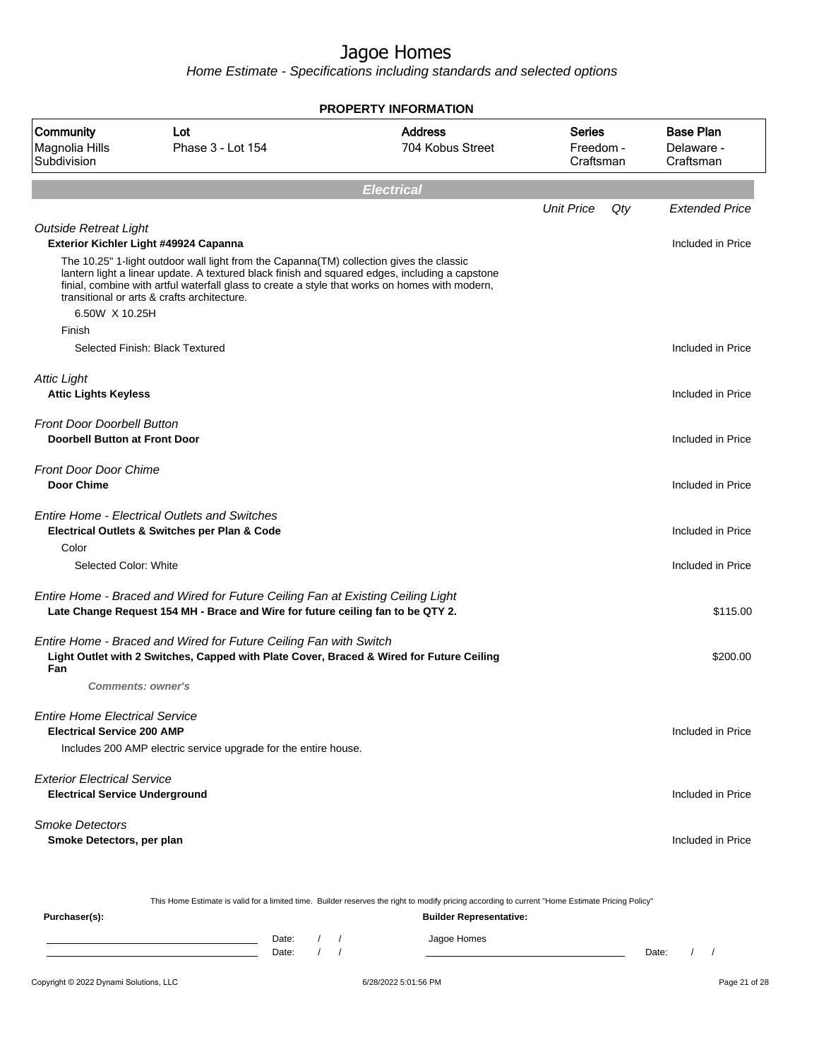# Jagoe Homes

*Home Estimate - Specifications including standards and selected options*

**PROPERTY INFORMATION**

| Community | Lot | Address | Series | Base Plan |
|---|---|---|---|---|
| Magnolia Hills Subdivision | Phase 3 - Lot 154 | 704 Kobus Street | Freedom - Craftsman | Delaware - Craftsman |

## Electrical

| | Unit Price | Qty | Extended Price |
|---|---|---|---|
| *Outside Retreat Light* | | | |
| **Exterior Kichler Light #49924 Capanna** | | | Included in Price |
| The 10.25" 1-light outdoor wall light from the Capanna(TM) collection gives the classic lantern light a linear update. A textured black finish and squared edges, including a capstone finial, combine with artful waterfall glass to create a style that works on homes with modern, transitional or arts & crafts architecture. | | | |
| 6.50W X 10.25H | | | |
| Finish | | | |
| Selected Finish: Black Textured | | | Included in Price |
| *Attic Light* | | | |
| **Attic Lights Keyless** | | | Included in Price |
| *Front Door Doorbell Button* | | | |
| **Doorbell Button at Front Door** | | | Included in Price |
| *Front Door Door Chime* | | | |
| **Door Chime** | | | Included in Price |
| *Entire Home - Electrical Outlets and Switches* | | | |
| **Electrical Outlets & Switches per Plan & Code** | | | Included in Price |
| Color | | | |
| Selected Color: White | | | Included in Price |
| *Entire Home - Braced and Wired for Future Ceiling Fan at Existing Ceiling Light* | | | |
| **Late Change Request 154 MH - Brace and Wire for future ceiling fan to be QTY 2.** | | | $115.00 |
| *Entire Home - Braced and Wired for Future Ceiling Fan with Switch* | | | |
| **Light Outlet with 2 Switches, Capped with Plate Cover, Braced & Wired for Future Ceiling Fan** | | | $200.00 |
| ***Comments: owner's*** | | | |
| *Entire Home Electrical Service* | | | |
| **Electrical Service 200 AMP** | | | Included in Price |
| Includes 200 AMP electric service upgrade for the entire house. | | | |
| *Exterior Electrical Service* | | | |
| **Electrical Service Underground** | | | Included in Price |
| *Smoke Detectors* | | | |
| **Smoke Detectors, per plan** | | | Included in Price |

This Home Estimate is valid for a limited time. Builder reserves the right to modify pricing according to current "Home Estimate Pricing Policy"

**Purchaser(s):**

Date: / /

Date: / /

**Builder Representative:**

Jagoe Homes

Date: / /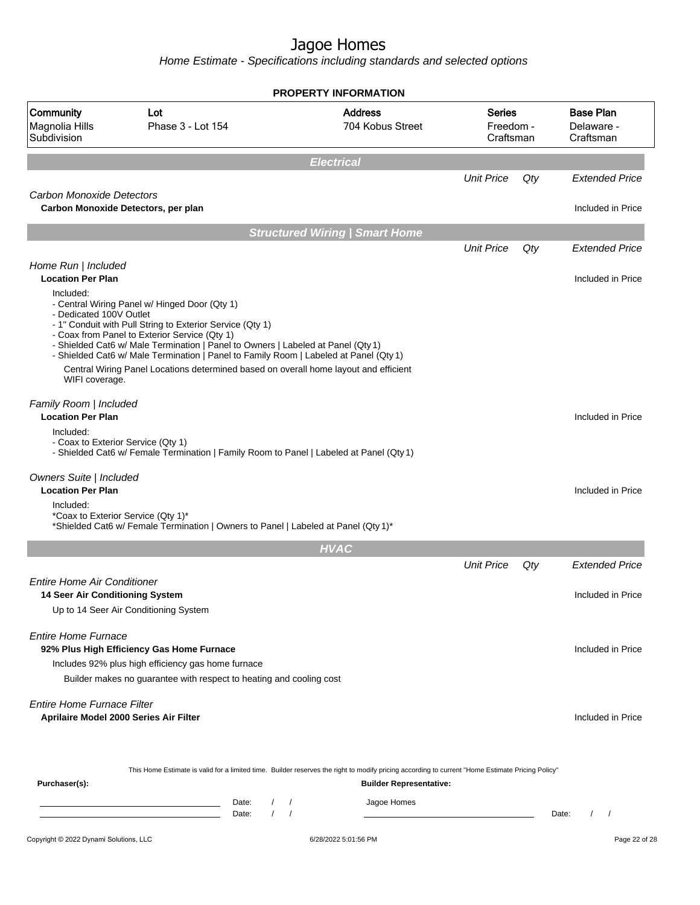# Jagoe Homes

*Home Estimate - Specifications including standards and selected options*

**PROPERTY INFORMATION**

| Community | Lot | Address | Series | Base Plan |
|---|---|---|---|---|
| Magnolia Hills Subdivision | Phase 3 - Lot 154 | 704 Kobus Street | Freedom - Craftsman | Delaware - Craftsman |

## Electrical

| | Unit Price | Qty | Extended Price |
|---|---|---|---|
| *Carbon Monoxide Detectors* | | | |
| **Carbon Monoxide Detectors, per plan** | | | Included in Price |

## Structured Wiring | Smart Home

| | Unit Price | Qty | Extended Price |
|---|---|---|---|
| *Home Run \| Included* | | | |
| **Location Per Plan** | | | Included in Price |

Included:
- Central Wiring Panel w/ Hinged Door (Qty 1)
- Dedicated 100V Outlet
- 1" Conduit with Pull String to Exterior Service (Qty 1)
- Coax from Panel to Exterior Service (Qty 1)
- Shielded Cat6 w/ Male Termination | Panel to Owners | Labeled at Panel (Qty 1)
- Shielded Cat6 w/ Male Termination | Panel to Family Room | Labeled at Panel (Qty 1)

Central Wiring Panel Locations determined based on overall home layout and efficient WIFI coverage.

| | Unit Price | Qty | Extended Price |
|---|---|---|---|
| *Family Room \| Included* | | | |
| **Location Per Plan** | | | Included in Price |

Included:
- Coax to Exterior Service (Qty 1)
- Shielded Cat6 w/ Female Termination | Family Room to Panel | Labeled at Panel (Qty 1)

| | Unit Price | Qty | Extended Price |
|---|---|---|---|
| *Owners Suite \| Included* | | | |
| **Location Per Plan** | | | Included in Price |

Included:
*Coax to Exterior Service (Qty 1)*
*Shielded Cat6 w/ Female Termination | Owners to Panel | Labeled at Panel (Qty 1)*

## HVAC

| | Unit Price | Qty | Extended Price |
|---|---|---|---|
| *Entire Home Air Conditioner* | | | |
| **14 Seer Air Conditioning System** | | | Included in Price |
| Up to 14 Seer Air Conditioning System | | | |
| *Entire Home Furnace* | | | |
| **92% Plus High Efficiency Gas Home Furnace** | | | Included in Price |
| Includes 92% plus high efficiency gas home furnace | | | |
| Builder makes no guarantee with respect to heating and cooling cost | | | |
| *Entire Home Furnace Filter* | | | |
| **Aprilaire Model 2000 Series Air Filter** | | | Included in Price |

This Home Estimate is valid for a limited time. Builder reserves the right to modify pricing according to current "Home Estimate Pricing Policy"

**Purchaser(s):**

______________________ Date: / /
______________________ Date: / /

**Builder Representative:**

Jagoe Homes

______________________ Date: / /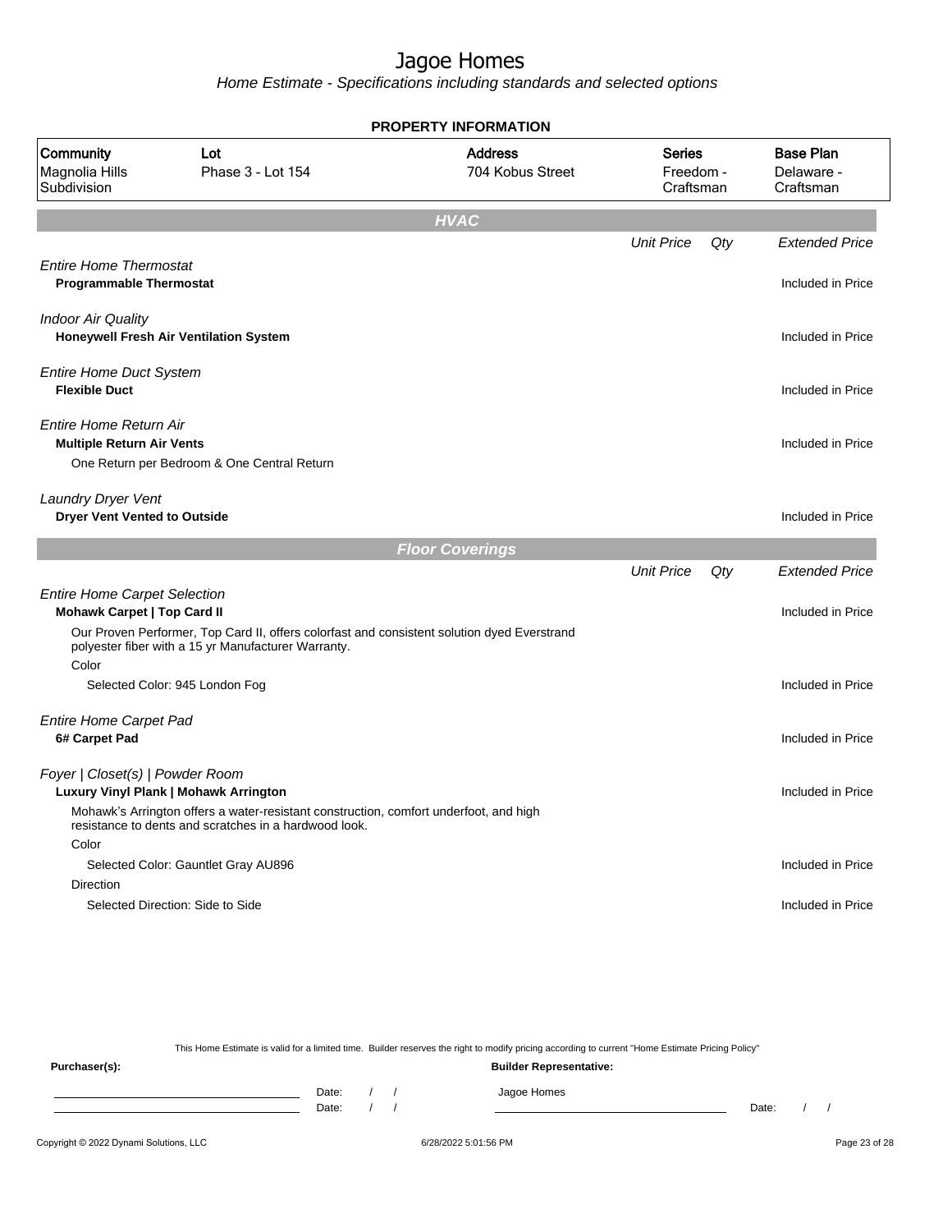# Jagoe Homes

*Home Estimate - Specifications including standards and selected options*

**PROPERTY INFORMATION**

| Community | Lot | Address | Series | Base Plan |
|---|---|---|---|---|
| Magnolia Hills Subdivision | Phase 3 - Lot 154 | 704 Kobus Street | Freedom - Craftsman | Delaware - Craftsman |

## HVAC

| | Unit Price | Qty | Extended Price |
|---|---|---|---|
| *Entire Home Thermostat* | | | |
| **Programmable Thermostat** | | | Included in Price |
| *Indoor Air Quality* | | | |
| **Honeywell Fresh Air Ventilation System** | | | Included in Price |
| *Entire Home Duct System* | | | |
| **Flexible Duct** | | | Included in Price |
| *Entire Home Return Air* | | | |
| **Multiple Return Air Vents** | | | Included in Price |
| One Return per Bedroom & One Central Return | | | |
| *Laundry Dryer Vent* | | | |
| **Dryer Vent Vented to Outside** | | | Included in Price |

## Floor Coverings

| | Unit Price | Qty | Extended Price |
|---|---|---|---|
| *Entire Home Carpet Selection* | | | |
| **Mohawk Carpet \| Top Card II** | | | Included in Price |
| Our Proven Performer, Top Card II, offers colorfast and consistent solution dyed Everstrand polyester fiber with a 15 yr Manufacturer Warranty. | | | |
| Color | | | |
| Selected Color: 945 London Fog | | | Included in Price |
| *Entire Home Carpet Pad* | | | |
| **6# Carpet Pad** | | | Included in Price |
| *Foyer \| Closet(s) \| Powder Room* | | | |
| **Luxury Vinyl Plank \| Mohawk Arrington** | | | Included in Price |
| Mohawk's Arrington offers a water-resistant construction, comfort underfoot, and high resistance to dents and scratches in a hardwood look. | | | |
| Color | | | |
| Selected Color: Gauntlet Gray AU896 | | | Included in Price |
| Direction | | | |
| Selected Direction: Side to Side | | | Included in Price |

This Home Estimate is valid for a limited time. Builder reserves the right to modify pricing according to current "Home Estimate Pricing Policy"

**Purchaser(s):** **Builder Representative:**

Date: / / Jagoe Homes

Date: / / Date: / /

Copyright © 2022 Dynami Solutions, LLC 6/28/2022 5:01:56 PM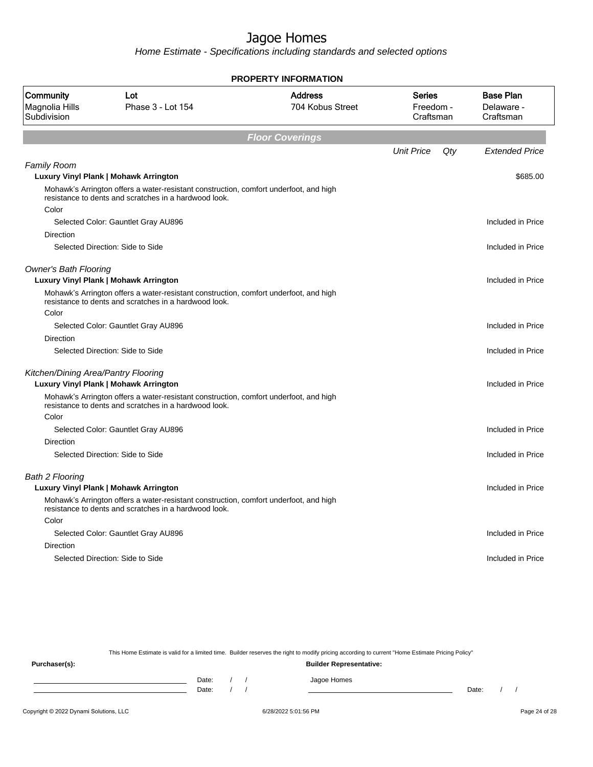# Jagoe Homes

*Home Estimate - Specifications including standards and selected options*

**PROPERTY INFORMATION**

| Community | Lot | Address | Series | Base Plan |
|---|---|---|---|---|
| Magnolia Hills Subdivision | Phase 3 - Lot 154 | 704 Kobus Street | Freedom - Craftsman | Delaware - Craftsman |

## Floor Coverings

| | *Unit Price* | *Qty* | *Extended Price* |
|---|---|---|---|
| *Family Room* | | | |
| **Luxury Vinyl Plank \| Mohawk Arrington** | | | $685.00 |
| Mohawk's Arrington offers a water-resistant construction, comfort underfoot, and high resistance to dents and scratches in a hardwood look. | | | |
| Color | | | |
| Selected Color: Gauntlet Gray AU896 | | | Included in Price |
| Direction | | | |
| Selected Direction: Side to Side | | | Included in Price |
| *Owner's Bath Flooring* | | | |
| **Luxury Vinyl Plank \| Mohawk Arrington** | | | Included in Price |
| Mohawk's Arrington offers a water-resistant construction, comfort underfoot, and high resistance to dents and scratches in a hardwood look. | | | |
| Color | | | |
| Selected Color: Gauntlet Gray AU896 | | | Included in Price |
| Direction | | | |
| Selected Direction: Side to Side | | | Included in Price |
| *Kitchen/Dining Area/Pantry Flooring* | | | |
| **Luxury Vinyl Plank \| Mohawk Arrington** | | | Included in Price |
| Mohawk's Arrington offers a water-resistant construction, comfort underfoot, and high resistance to dents and scratches in a hardwood look. | | | |
| Color | | | |
| Selected Color: Gauntlet Gray AU896 | | | Included in Price |
| Direction | | | |
| Selected Direction: Side to Side | | | Included in Price |
| *Bath 2 Flooring* | | | |
| **Luxury Vinyl Plank \| Mohawk Arrington** | | | Included in Price |
| Mohawk's Arrington offers a water-resistant construction, comfort underfoot, and high resistance to dents and scratches in a hardwood look. | | | |
| Color | | | |
| Selected Color: Gauntlet Gray AU896 | | | Included in Price |
| Direction | | | |
| Selected Direction: Side to Side | | | Included in Price |

This Home Estimate is valid for a limited time. Builder reserves the right to modify pricing according to current "Home Estimate Pricing Policy"

**Purchaser(s):**

\_\_\_\_\_\_\_\_\_\_\_\_\_\_\_\_\_\_\_\_ Date: / /

\_\_\_\_\_\_\_\_\_\_\_\_\_\_\_\_\_\_\_\_ Date: / /

**Builder Representative:**

Jagoe Homes

\_\_\_\_\_\_\_\_\_\_\_\_\_\_\_\_\_\_\_\_ Date: / /

Copyright © 2022 Dynami Solutions, LLC — 6/28/2022 5:01:56 PM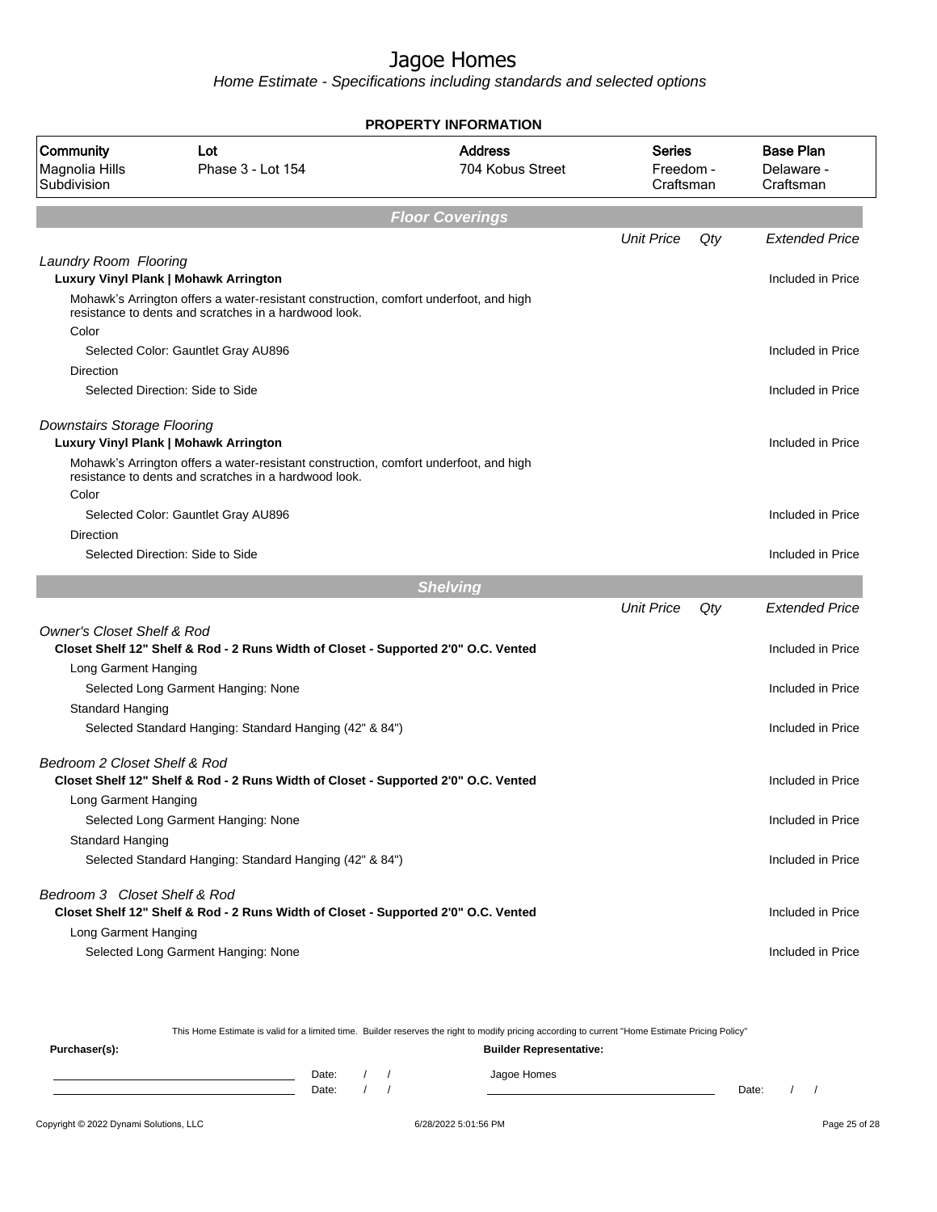# Jagoe Homes

*Home Estimate - Specifications including standards and selected options*

## PROPERTY INFORMATION

| Community | Lot | Address | Series | Base Plan |
|---|---|---|---|---|
| Magnolia Hills Subdivision | Phase 3 - Lot 154 | 704 Kobus Street | Freedom - Craftsman | Delaware - Craftsman |

## Floor Coverings

| | Unit Price | Qty | Extended Price |
|---|---|---|---|
| *Laundry Room Flooring* | | | |
| **Luxury Vinyl Plank \| Mohawk Arrington** | | | Included in Price |
| Mohawk's Arrington offers a water-resistant construction, comfort underfoot, and high resistance to dents and scratches in a hardwood look. | | | |
| Color | | | |
| Selected Color: Gauntlet Gray AU896 | | | Included in Price |
| Direction | | | |
| Selected Direction: Side to Side | | | Included in Price |
| *Downstairs Storage Flooring* | | | |
| **Luxury Vinyl Plank \| Mohawk Arrington** | | | Included in Price |
| Mohawk's Arrington offers a water-resistant construction, comfort underfoot, and high resistance to dents and scratches in a hardwood look. | | | |
| Color | | | |
| Selected Color: Gauntlet Gray AU896 | | | Included in Price |
| Direction | | | |
| Selected Direction: Side to Side | | | Included in Price |

## Shelving

| | Unit Price | Qty | Extended Price |
|---|---|---|---|
| *Owner's Closet Shelf & Rod* | | | |
| **Closet Shelf 12" Shelf & Rod - 2 Runs Width of Closet - Supported 2'0" O.C. Vented** | | | Included in Price |
| Long Garment Hanging | | | |
| Selected Long Garment Hanging: None | | | Included in Price |
| Standard Hanging | | | |
| Selected Standard Hanging: Standard Hanging (42" & 84") | | | Included in Price |
| *Bedroom 2 Closet Shelf & Rod* | | | |
| **Closet Shelf 12" Shelf & Rod - 2 Runs Width of Closet - Supported 2'0" O.C. Vented** | | | Included in Price |
| Long Garment Hanging | | | |
| Selected Long Garment Hanging: None | | | Included in Price |
| Standard Hanging | | | |
| Selected Standard Hanging: Standard Hanging (42" & 84") | | | Included in Price |
| *Bedroom 3 Closet Shelf & Rod* | | | |
| **Closet Shelf 12" Shelf & Rod - 2 Runs Width of Closet - Supported 2'0" O.C. Vented** | | | Included in Price |
| Long Garment Hanging | | | |
| Selected Long Garment Hanging: None | | | Included in Price |

This Home Estimate is valid for a limited time. Builder reserves the right to modify pricing according to current "Home Estimate Pricing Policy"

**Purchaser(s):**

Date: / /

Date: / /

**Builder Representative:**

Jagoe Homes

Date: / /

Copyright © 2022 Dynami Solutions, LLC — 6/28/2022 5:01:56 PM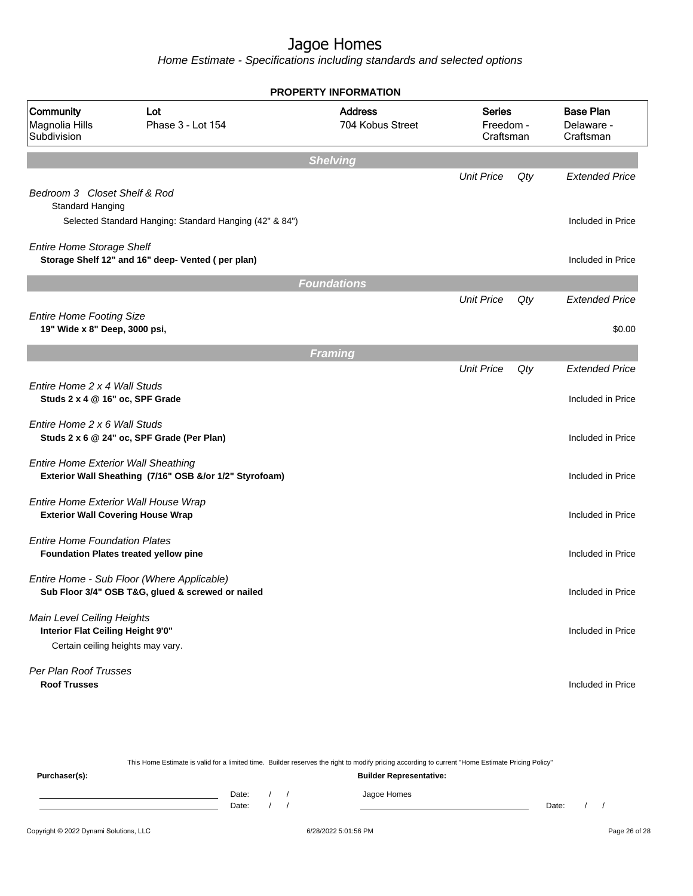# Jagoe Homes

*Home Estimate - Specifications including standards and selected options*

## PROPERTY INFORMATION

| Community | Lot | Address | Series | Base Plan |
|---|---|---|---|---|
| Magnolia Hills Subdivision | Phase 3 - Lot 154 | 704 Kobus Street | Freedom - Craftsman | Delaware - Craftsman |

## Shelving

| | Unit Price | Qty | Extended Price |
|---|---|---|---|
| *Bedroom 3 Closet Shelf & Rod* | | | |
| Standard Hanging | | | |
| Selected Standard Hanging: Standard Hanging (42" & 84") | | | Included in Price |
| *Entire Home Storage Shelf* | | | |
| **Storage Shelf 12" and 16" deep- Vented ( per plan)** | | | Included in Price |

## Foundations

| | Unit Price | Qty | Extended Price |
|---|---|---|---|
| *Entire Home Footing Size* | | | |
| **19" Wide x 8" Deep, 3000 psi,** | | | $0.00 |

## Framing

| | Unit Price | Qty | Extended Price |
|---|---|---|---|
| *Entire Home 2 x 4 Wall Studs* | | | |
| **Studs 2 x 4 @ 16" oc, SPF Grade** | | | Included in Price |
| *Entire Home 2 x 6 Wall Studs* | | | |
| **Studs 2 x 6 @ 24" oc, SPF Grade (Per Plan)** | | | Included in Price |
| *Entire Home Exterior Wall Sheathing* | | | |
| **Exterior Wall Sheathing (7/16" OSB &/or 1/2" Styrofoam)** | | | Included in Price |
| *Entire Home Exterior Wall House Wrap* | | | |
| **Exterior Wall Covering House Wrap** | | | Included in Price |
| *Entire Home Foundation Plates* | | | |
| **Foundation Plates treated yellow pine** | | | Included in Price |
| *Entire Home - Sub Floor (Where Applicable)* | | | |
| **Sub Floor 3/4" OSB T&G, glued & screwed or nailed** | | | Included in Price |
| *Main Level Ceiling Heights* | | | |
| **Interior Flat Ceiling Height 9'0"** | | | Included in Price |
| Certain ceiling heights may vary. | | | |
| *Per Plan Roof Trusses* | | | |
| **Roof Trusses** | | | Included in Price |

This Home Estimate is valid for a limited time. Builder reserves the right to modify pricing according to current "Home Estimate Pricing Policy"

**Purchaser(s):** Date: / / Date: / /

**Builder Representative:** Jagoe Homes Date: / /

Copyright © 2022 Dynami Solutions, LLC 6/28/2022 5:01:56 PM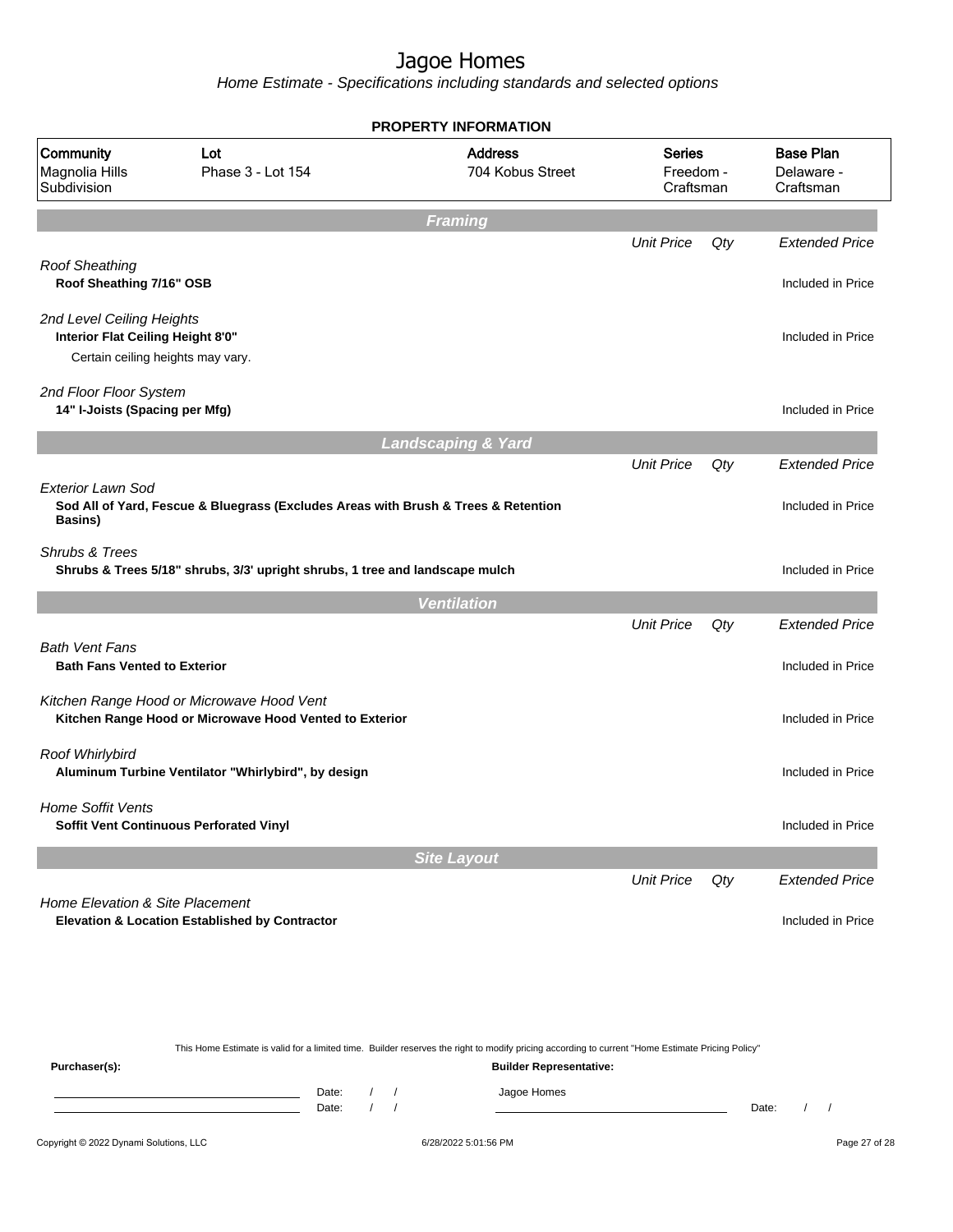# Jagoe Homes

*Home Estimate - Specifications including standards and selected options*

## PROPERTY INFORMATION

| Community | Lot | Address | Series | Base Plan |
|---|---|---|---|---|
| Magnolia Hills Subdivision | Phase 3 - Lot 154 | 704 Kobus Street | Freedom - Craftsman | Delaware - Craftsman |

## Framing

| | Unit Price | Qty | Extended Price |
|---|---|---|---|
| *Roof Sheathing* | | | |
| **Roof Sheathing 7/16" OSB** | | | Included in Price |
| *2nd Level Ceiling Heights* | | | |
| **Interior Flat Ceiling Height 8'0"** | | | Included in Price |
| Certain ceiling heights may vary. | | | |
| *2nd Floor Floor System* | | | |
| **14" I-Joists (Spacing per Mfg)** | | | Included in Price |

## Landscaping & Yard

| | Unit Price | Qty | Extended Price |
|---|---|---|---|
| *Exterior Lawn Sod* | | | |
| **Sod All of Yard, Fescue & Bluegrass (Excludes Areas with Brush & Trees & Retention Basins)** | | | Included in Price |
| *Shrubs & Trees* | | | |
| **Shrubs & Trees 5/18" shrubs, 3/3' upright shrubs, 1 tree and landscape mulch** | | | Included in Price |

## Ventilation

| | Unit Price | Qty | Extended Price |
|---|---|---|---|
| *Bath Vent Fans* | | | |
| **Bath Fans Vented to Exterior** | | | Included in Price |
| *Kitchen Range Hood or Microwave Hood Vent* | | | |
| **Kitchen Range Hood or Microwave Hood Vented to Exterior** | | | Included in Price |
| *Roof Whirlybird* | | | |
| **Aluminum Turbine Ventilator "Whirlybird", by design** | | | Included in Price |
| *Home Soffit Vents* | | | |
| **Soffit Vent Continuous Perforated Vinyl** | | | Included in Price |

## Site Layout

| | Unit Price | Qty | Extended Price |
|---|---|---|---|
| *Home Elevation & Site Placement* | | | |
| **Elevation & Location Established by Contractor** | | | Included in Price |

This Home Estimate is valid for a limited time. Builder reserves the right to modify pricing according to current "Home Estimate Pricing Policy"

**Purchaser(s):** **Builder Representative:**

Date: / / Jagoe Homes
Date: / / Date: / /

Copyright © 2022 Dynami Solutions, LLC 6/28/2022 5:01:56 PM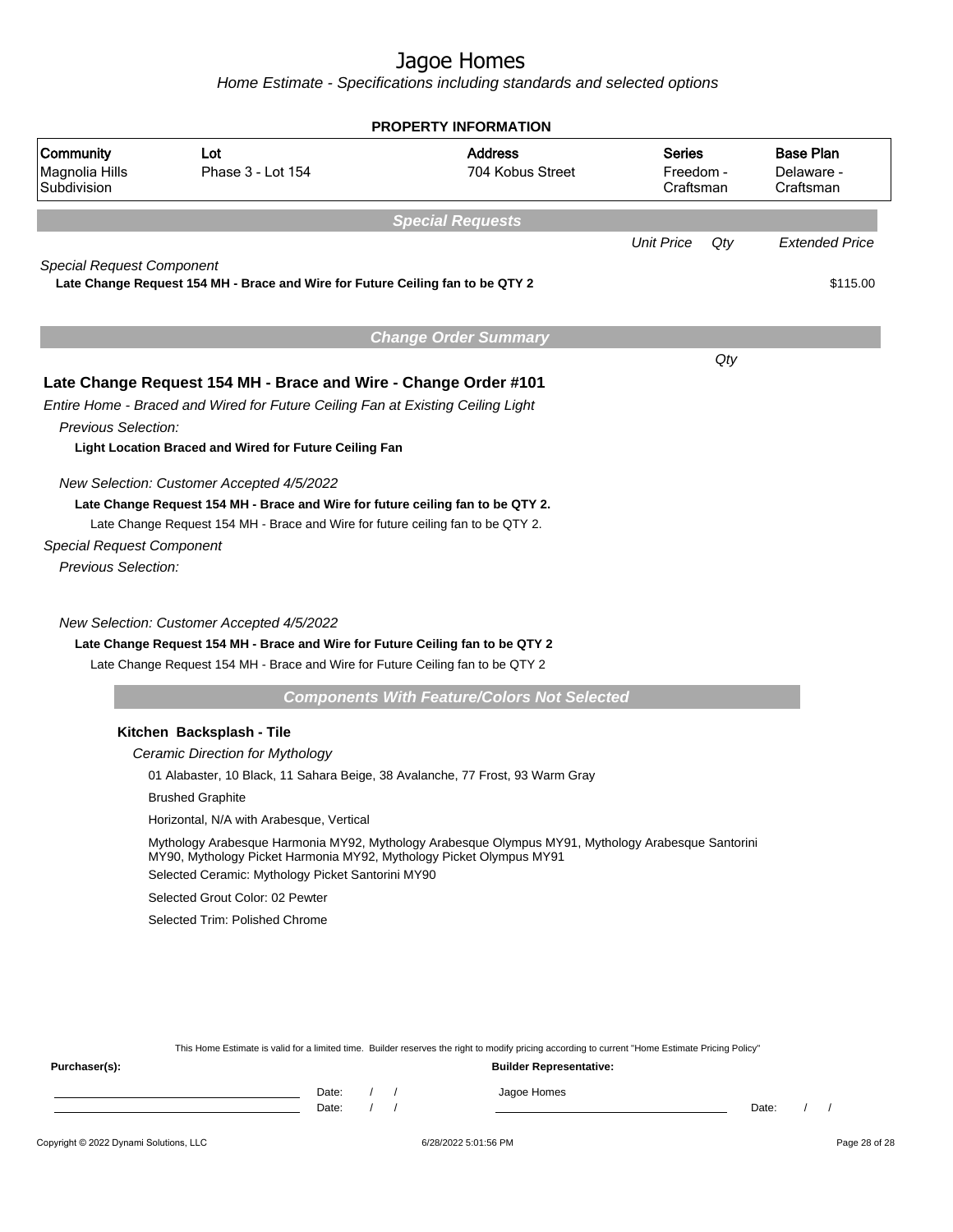# Jagoe Homes

*Home Estimate - Specifications including standards and selected options*

**PROPERTY INFORMATION**

| Community | Lot | Address | Series | Base Plan |
|---|---|---|---|---|
| Magnolia Hills Subdivision | Phase 3 - Lot 154 | 704 Kobus Street | Freedom - Craftsman | Delaware - Craftsman |

## Special Requests

| | Unit Price | Qty | Extended Price |
|---|---|---|---|
| *Special Request Component* | | | |
| **Late Change Request 154 MH - Brace and Wire for Future Ceiling fan to be QTY 2** | | | $115.00 |

## Change Order Summary

*Qty*

### Late Change Request 154 MH - Brace and Wire - Change Order #101

*Entire Home - Braced and Wired for Future Ceiling Fan at Existing Ceiling Light*

*Previous Selection:*

**Light Location Braced and Wired for Future Ceiling Fan**

*New Selection: Customer Accepted 4/5/2022*

**Late Change Request 154 MH - Brace and Wire for future ceiling fan to be QTY 2.**

Late Change Request 154 MH - Brace and Wire for future ceiling fan to be QTY 2.

*Special Request Component*

*Previous Selection:*

*New Selection: Customer Accepted 4/5/2022*

**Late Change Request 154 MH - Brace and Wire for Future Ceiling fan to be QTY 2**

Late Change Request 154 MH - Brace and Wire for Future Ceiling fan to be QTY 2

## Components With Feature/Colors Not Selected

**Kitchen Backsplash - Tile**

*Ceramic Direction for Mythology*

01 Alabaster, 10 Black, 11 Sahara Beige, 38 Avalanche, 77 Frost, 93 Warm Gray

Brushed Graphite

Horizontal, N/A with Arabesque, Vertical

Mythology Arabesque Harmonia MY92, Mythology Arabesque Olympus MY91, Mythology Arabesque Santorini MY90, Mythology Picket Harmonia MY92, Mythology Picket Olympus MY91

Selected Ceramic: Mythology Picket Santorini MY90

Selected Grout Color: 02 Pewter

Selected Trim: Polished Chrome

This Home Estimate is valid for a limited time. Builder reserves the right to modify pricing according to current "Home Estimate Pricing Policy"

**Purchaser(s):**

Date: / /

Date: / /

**Builder Representative:**

Jagoe Homes

Date: / /

Copyright © 2022 Dynami Solutions, LLC

6/28/2022 5:01:56 PM